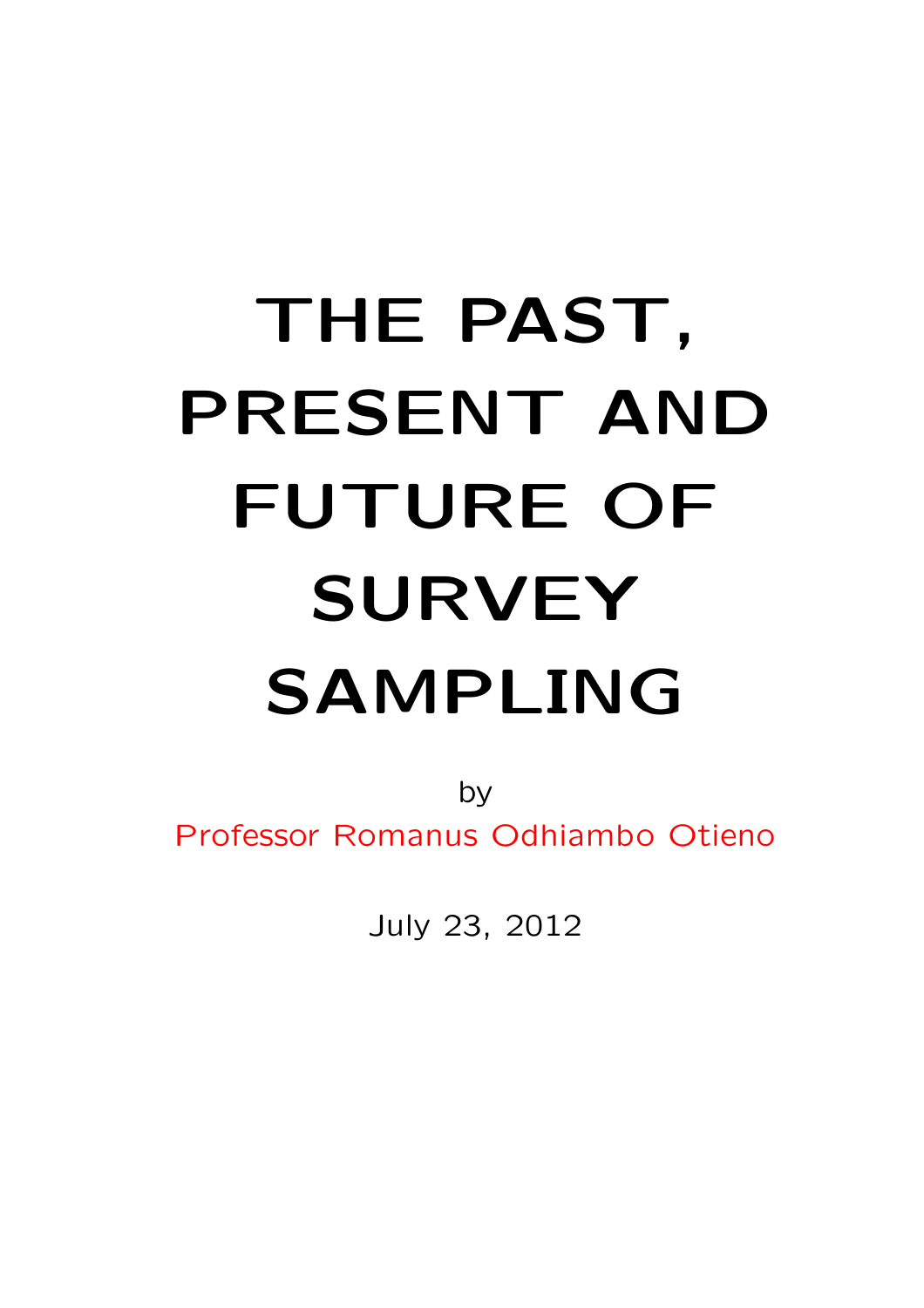# THE PAST, PRESENT AND FUTURE OF SURVEY SAMPLING

by

Professor Romanus Odhiambo Otieno

July 23, 2012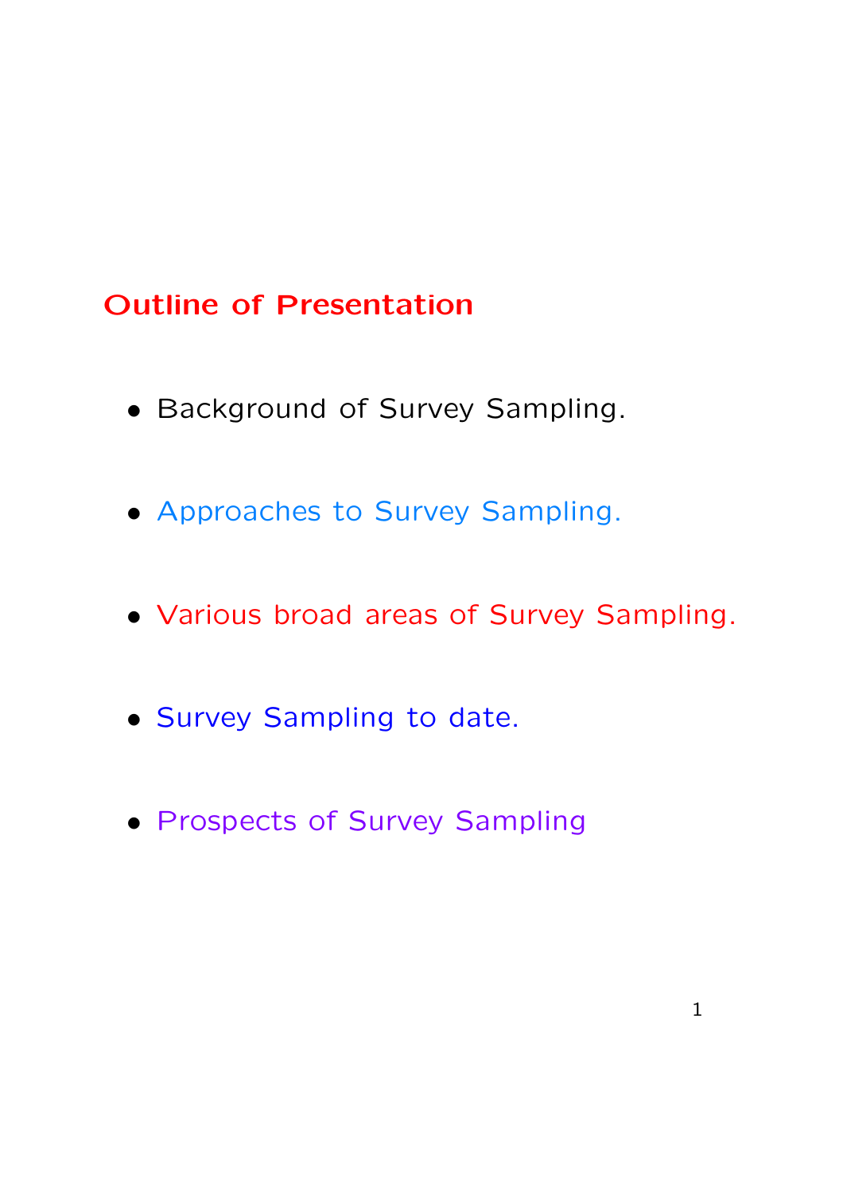## Outline of Presentation

- Background of Survey Sampling.
- Approaches to Survey Sampling.
- Various broad areas of Survey Sampling.
- Survey Sampling to date.
- Prospects of Survey Sampling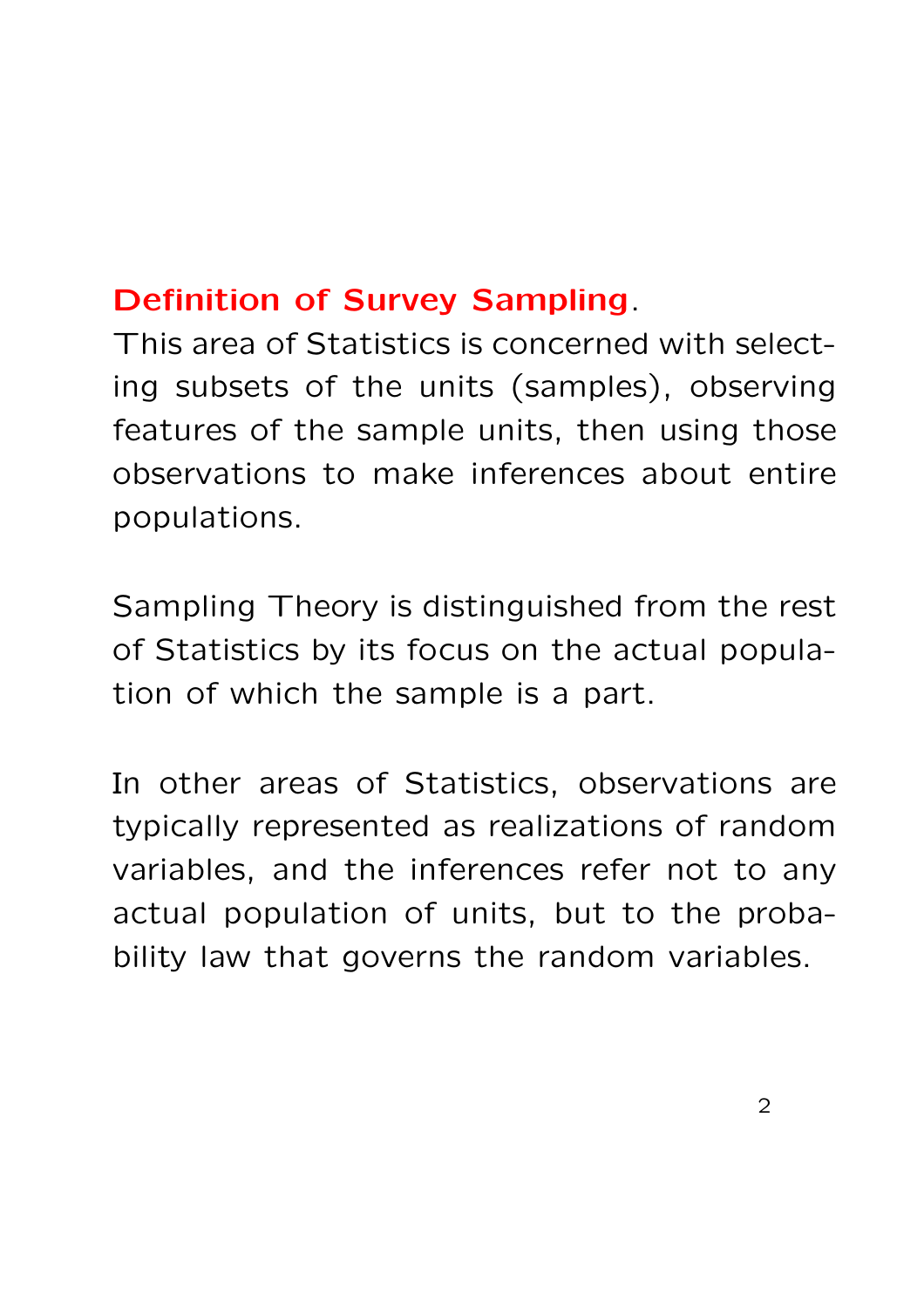**Definition of Survey Sampling**.
This area of Statistics is concerned with selecting subsets of the units (samples), observing features of the sample units, then using those observations to make inferences about entire populations.

Sampling Theory is distinguished from the rest of Statistics by its focus on the actual population of which the sample is a part.

In other areas of Statistics, observations are typically represented as realizations of random variables, and the inferences refer not to any actual population of units, but to the probability law that governs the random variables.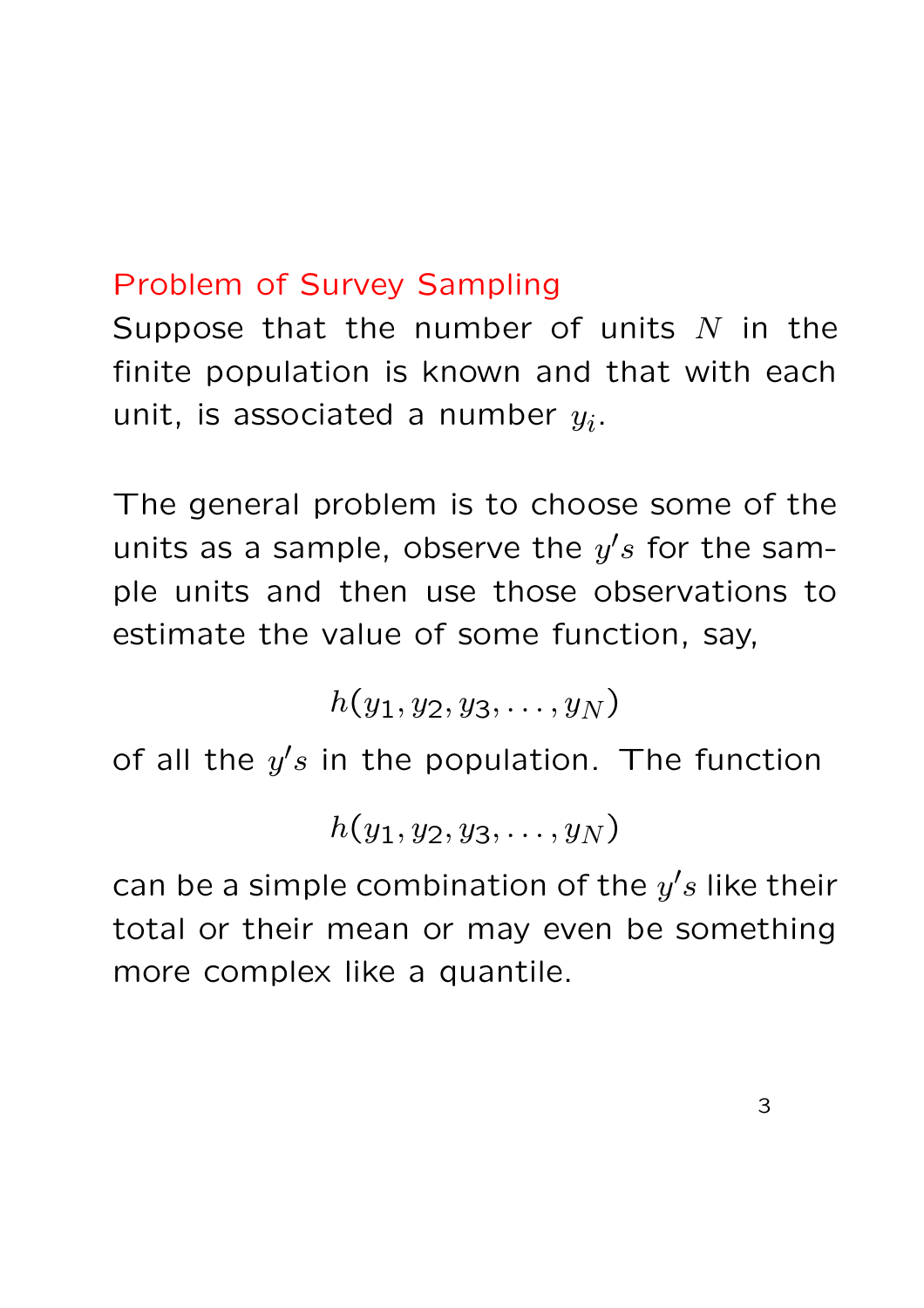## Problem of Survey Sampling

Suppose that the number of units $N$ in the finite population is known and that with each unit, is associated a number $y_i$.

The general problem is to choose some of the units as a sample, observe the $y's$ for the sample units and then use those observations to estimate the value of some function, say,

$$h(y_1, y_2, y_3, \ldots, y_N)$$

of all the $y's$ in the population. The function

$$h(y_1, y_2, y_3, \ldots, y_N)$$

can be a simple combination of the $y's$ like their total or their mean or may even be something more complex like a quantile.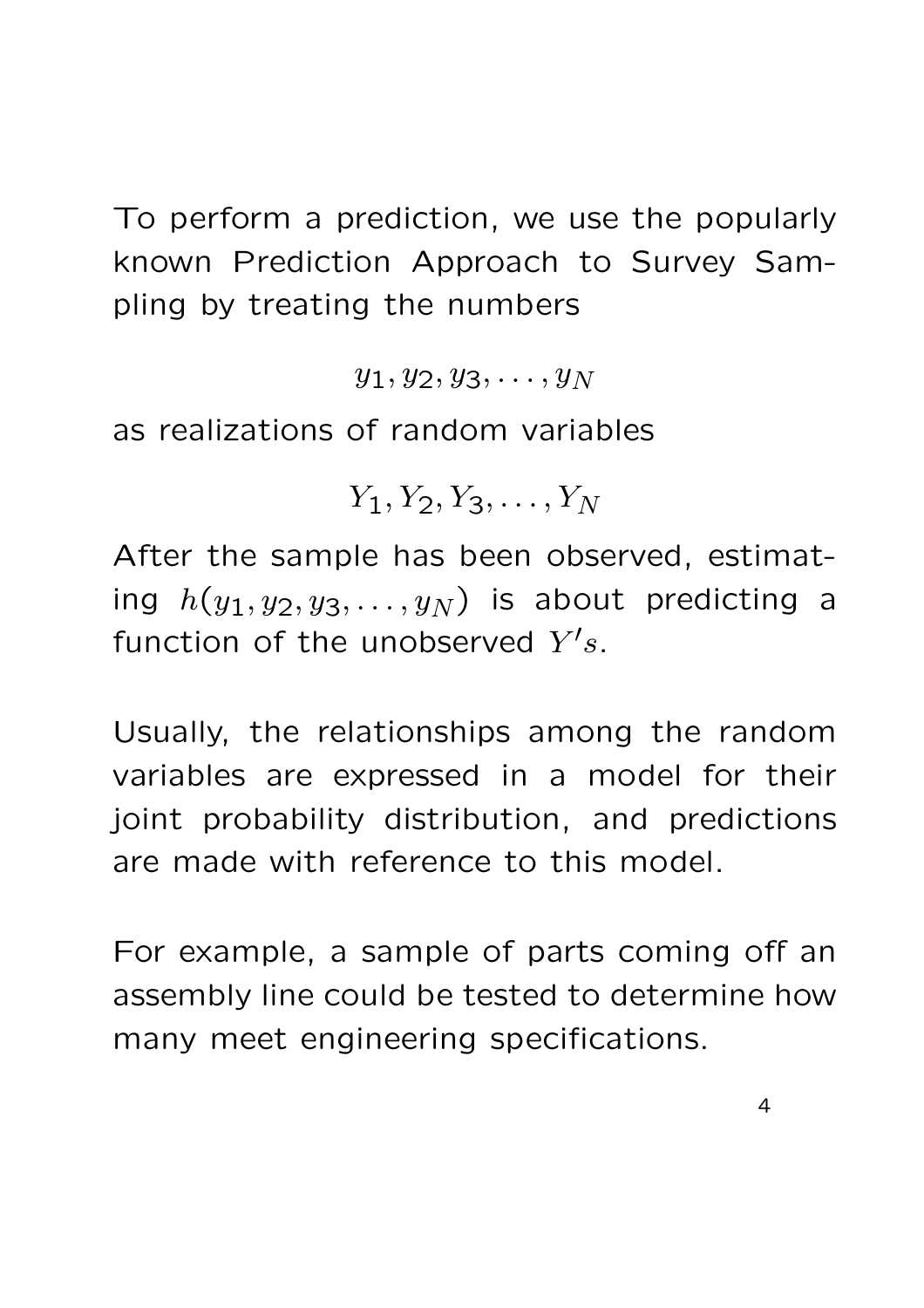To perform a prediction, we use the popularly known Prediction Approach to Survey Sampling by treating the numbers

$$y_1, y_2, y_3, \ldots, y_N$$

as realizations of random variables

$$Y_1, Y_2, Y_3, \ldots, Y_N$$

After the sample has been observed, estimating $h(y_1, y_2, y_3, \ldots, y_N)$ is about predicting a function of the unobserved $Y's$.

Usually, the relationships among the random variables are expressed in a model for their joint probability distribution, and predictions are made with reference to this model.

For example, a sample of parts coming off an assembly line could be tested to determine how many meet engineering specifications.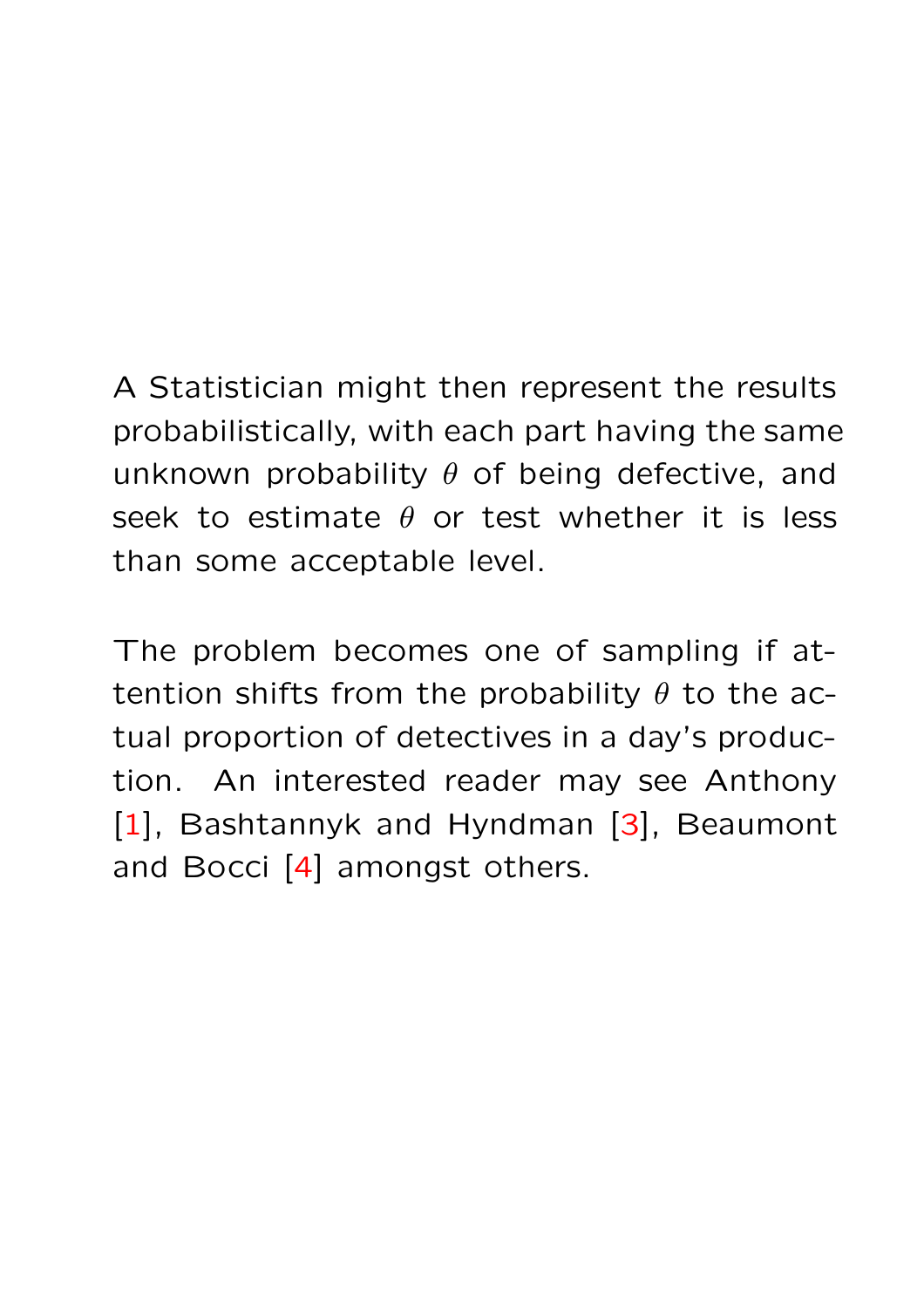A Statistician might then represent the results probabilistically, with each part having the same unknown probability $\theta$ of being defective, and seek to estimate $\theta$ or test whether it is less than some acceptable level.

The problem becomes one of sampling if attention shifts from the probability $\theta$ to the actual proportion of detectives in a day's production. An interested reader may see Anthony [1], Bashtannyk and Hyndman [3], Beaumont and Bocci [4] amongst others.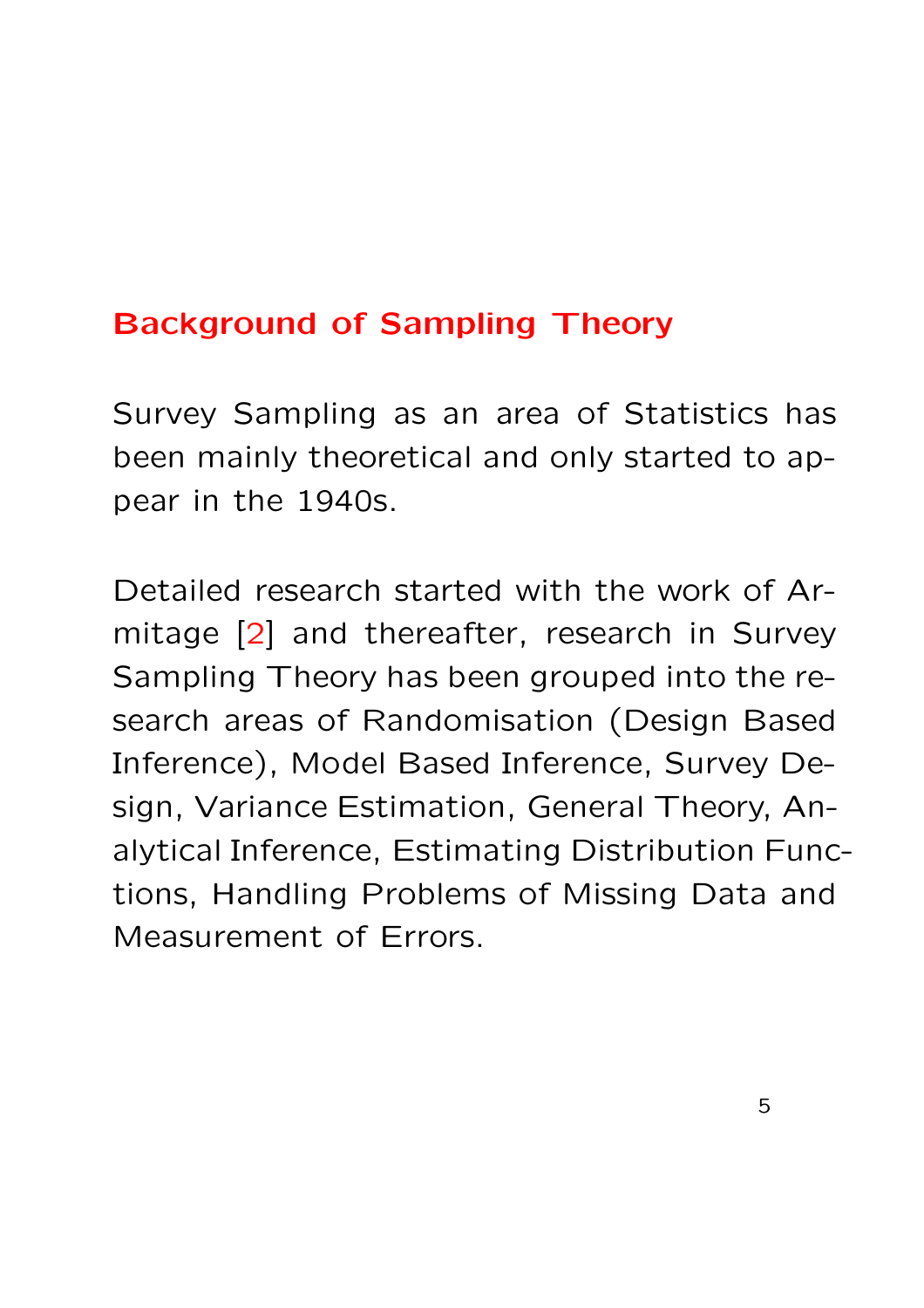## Background of Sampling Theory

Survey Sampling as an area of Statistics has been mainly theoretical and only started to appear in the 1940s.

Detailed research started with the work of Armitage [2] and thereafter, research in Survey Sampling Theory has been grouped into the research areas of Randomisation (Design Based Inference), Model Based Inference, Survey Design, Variance Estimation, General Theory, Analytical Inference, Estimating Distribution Functions, Handling Problems of Missing Data and Measurement of Errors.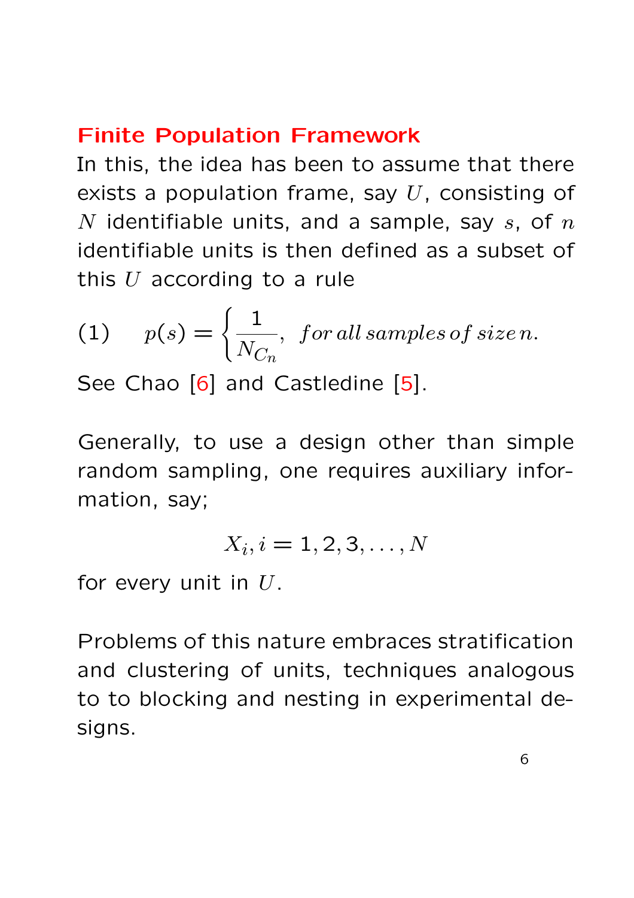## Finite Population Framework

In this, the idea has been to assume that there exists a population frame, say $U$, consisting of $N$ identifiable units, and a sample, say $s$, of $n$ identifiable units is then defined as a subset of this $U$ according to a rule

$$(1) \qquad p(s) = \begin{cases} \dfrac{1}{N_{C_n}}, & for\, all\, samples\, of\, size\, n. \end{cases}$$

See Chao [6] and Castledine [5].

Generally, to use a design other than simple random sampling, one requires auxiliary information, say;

$$X_i, i = 1, 2, 3, \ldots, N$$

for every unit in $U$.

Problems of this nature embraces stratification and clustering of units, techniques analogous to to blocking and nesting in experimental designs.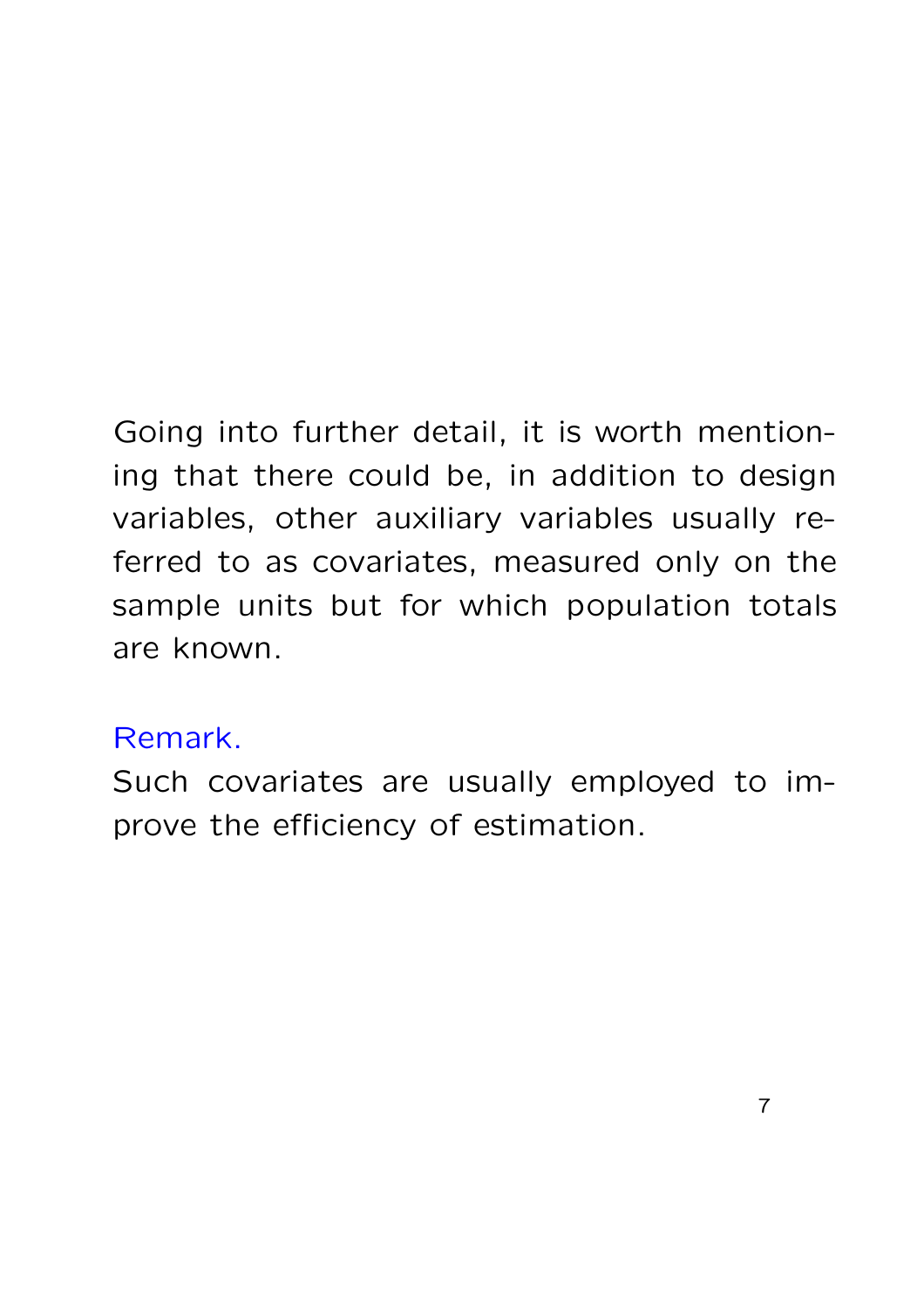Going into further detail, it is worth mentioning that there could be, in addition to design variables, other auxiliary variables usually referred to as covariates, measured only on the sample units but for which population totals are known.

**Remark.**

Such covariates are usually employed to improve the efficiency of estimation.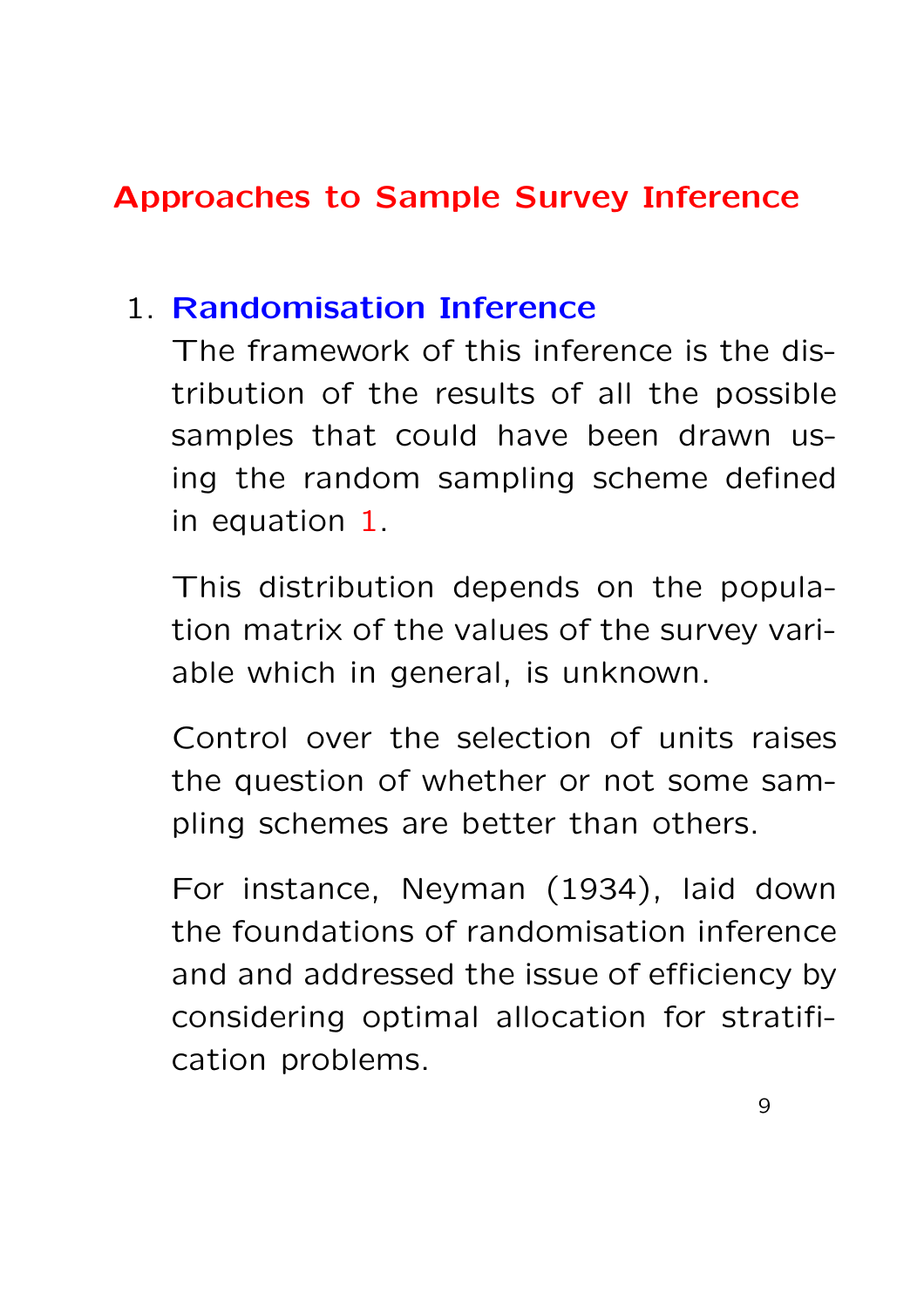## Approaches to Sample Survey Inference

1. **Randomisation Inference**

   The framework of this inference is the distribution of the results of all the possible samples that could have been drawn using the random sampling scheme defined in equation 1.

   This distribution depends on the population matrix of the values of the survey variable which in general, is unknown.

   Control over the selection of units raises the question of whether or not some sampling schemes are better than others.

   For instance, Neyman (1934), laid down the foundations of randomisation inference and and addressed the issue of efficiency by considering optimal allocation for stratification problems.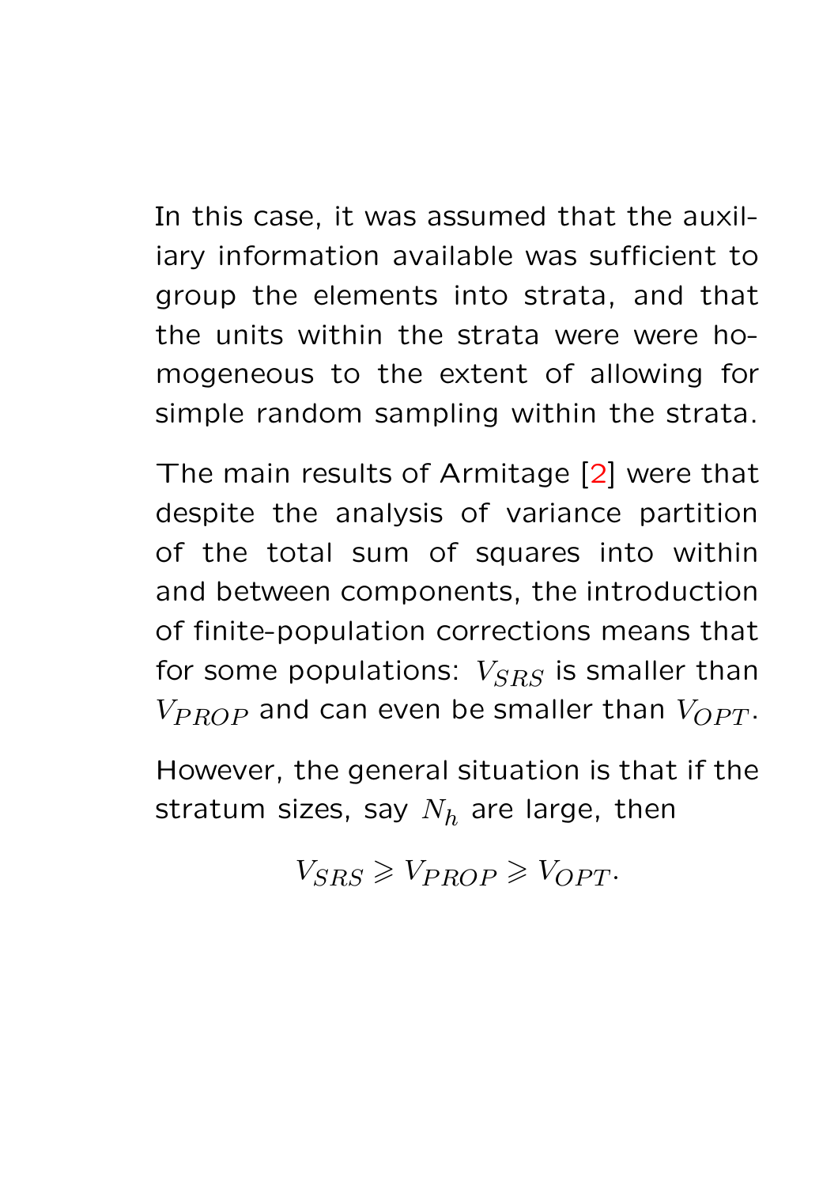In this case, it was assumed that the auxiliary information available was sufficient to group the elements into strata, and that the units within the strata were were homogeneous to the extent of allowing for simple random sampling within the strata.

The main results of Armitage [2] were that despite the analysis of variance partition of the total sum of squares into within and between components, the introduction of finite-population corrections means that for some populations: $V_{SRS}$ is smaller than $V_{PROP}$ and can even be smaller than $V_{OPT}$.

However, the general situation is that if the stratum sizes, say $N_h$ are large, then

$$V_{SRS} \geqslant V_{PROP} \geqslant V_{OPT}.$$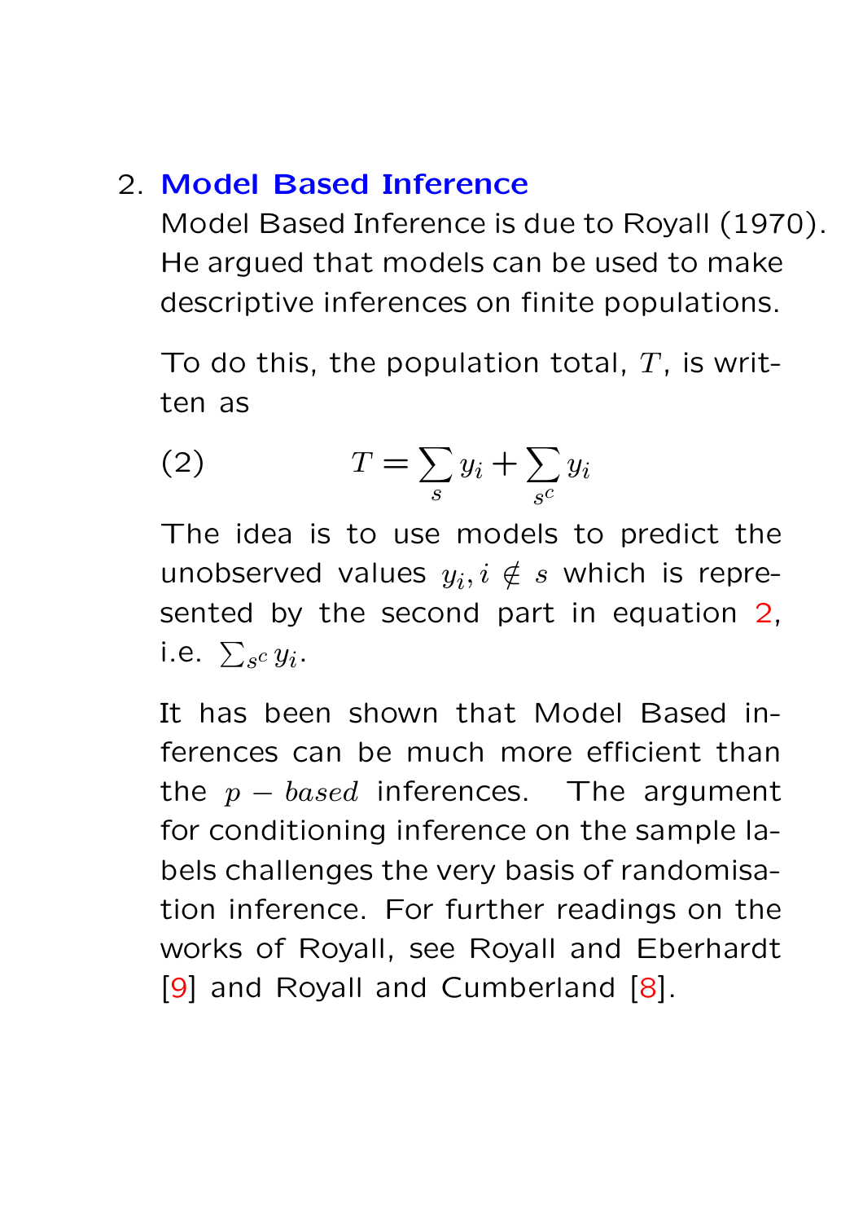2. **Model Based Inference**

   Model Based Inference is due to Royall (1970). He argued that models can be used to make descriptive inferences on finite populations.

   To do this, the population total, $T$, is written as

   $$T = \sum_s y_i + \sum_{s^c} y_i \tag{2}$$

   The idea is to use models to predict the unobserved values $y_i, i \notin s$ which is represented by the second part in equation 2, i.e. $\sum_{s^c} y_i$.

   It has been shown that Model Based inferences can be much more efficient than the $p - based$ inferences. The argument for conditioning inference on the sample labels challenges the very basis of randomisation inference. For further readings on the works of Royall, see Royall and Eberhardt [9] and Royall and Cumberland [8].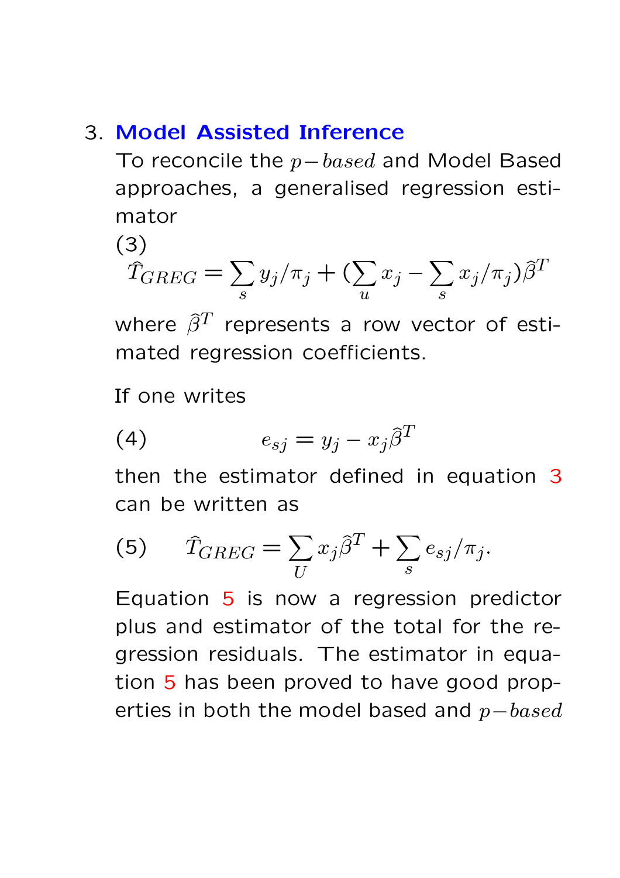3. **Model Assisted Inference**

   To reconcile the $p-based$ and Model Based approaches, a generalised regression estimator

   (3)
   $$\hat{T}_{GREG} = \sum_s y_j/\pi_j + (\sum_u x_j - \sum_s x_j/\pi_j)\hat{\beta}^T$$

   where $\hat{\beta}^T$ represents a row vector of estimated regression coefficients.

   If one writes

   $$e_{sj} = y_j - x_j\hat{\beta}^T \tag{4}$$

   then the estimator defined in equation 3 can be written as

   $$\hat{T}_{GREG} = \sum_U x_j\hat{\beta}^T + \sum_s e_{sj}/\pi_j. \tag{5}$$

   Equation 5 is now a regression predictor plus and estimator of the total for the regression residuals. The estimator in equation 5 has been proved to have good properties in both the model based and $p-based$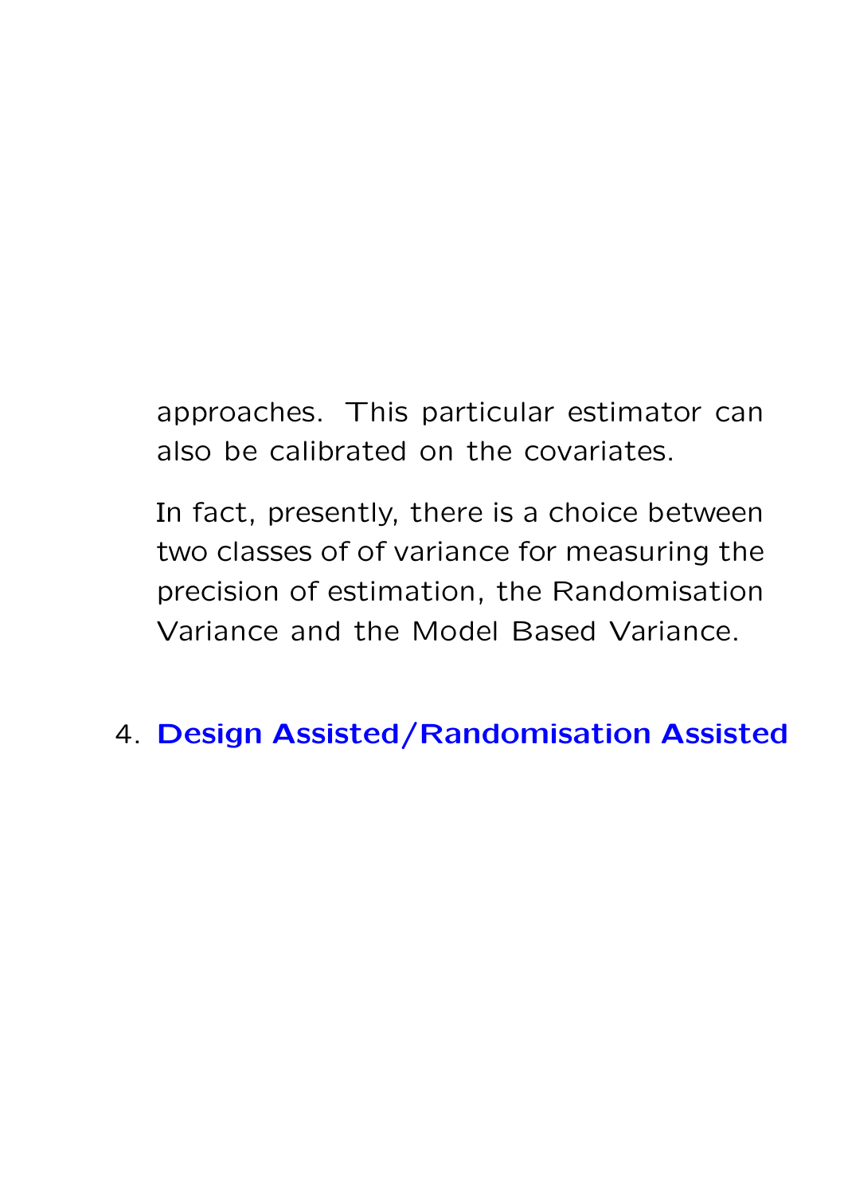approaches. This particular estimator can also be calibrated on the covariates.

In fact, presently, there is a choice between two classes of of variance for measuring the precision of estimation, the Randomisation Variance and the Model Based Variance.

4. **Design Assisted/Randomisation Assisted**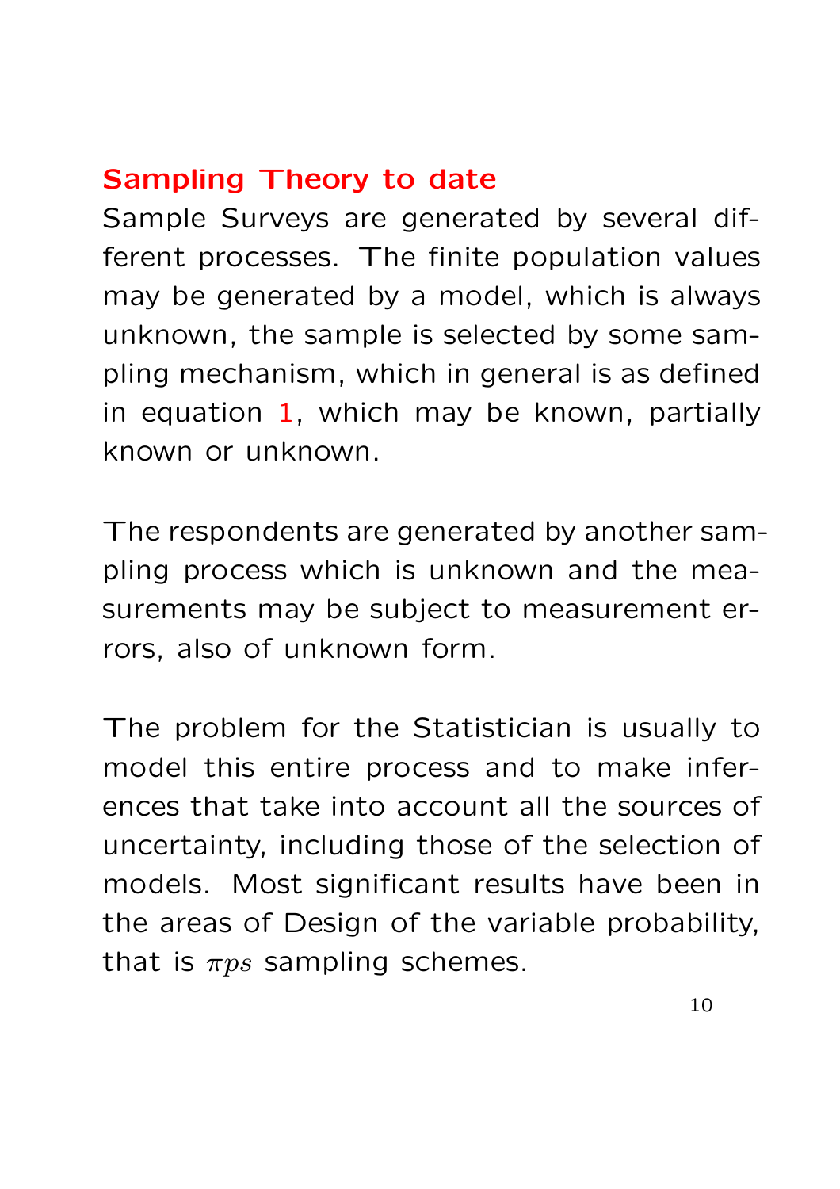## Sampling Theory to date

Sample Surveys are generated by several different processes. The finite population values may be generated by a model, which is always unknown, the sample is selected by some sampling mechanism, which in general is as defined in equation 1, which may be known, partially known or unknown.

The respondents are generated by another sampling process which is unknown and the measurements may be subject to measurement errors, also of unknown form.

The problem for the Statistician is usually to model this entire process and to make inferences that take into account all the sources of uncertainty, including those of the selection of models. Most significant results have been in the areas of Design of the variable probability, that is $\pi ps$ sampling schemes.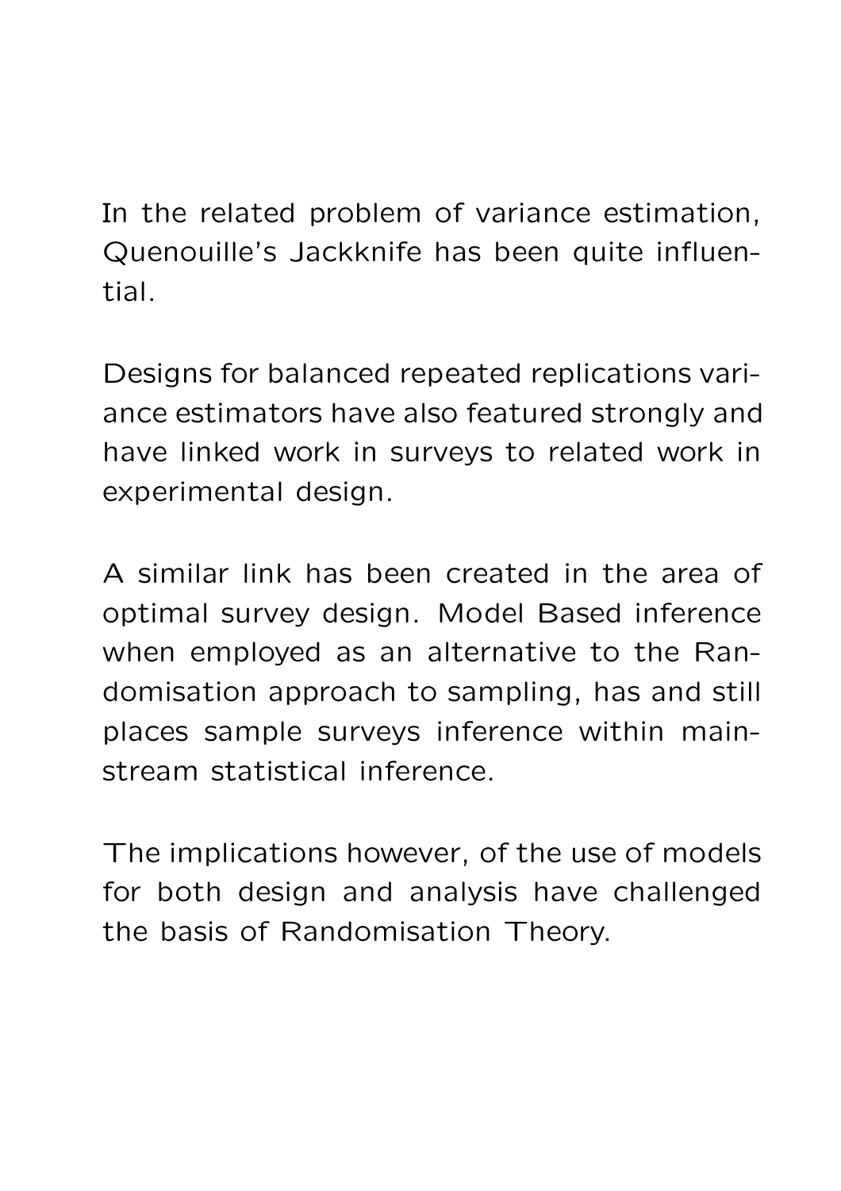In the related problem of variance estimation, Quenouille's Jackknife has been quite influential.

Designs for balanced repeated replications variance estimators have also featured strongly and have linked work in surveys to related work in experimental design.

A similar link has been created in the area of optimal survey design. Model Based inference when employed as an alternative to the Randomisation approach to sampling, has and still places sample surveys inference within mainstream statistical inference.

The implications however, of the use of models for both design and analysis have challenged the basis of Randomisation Theory.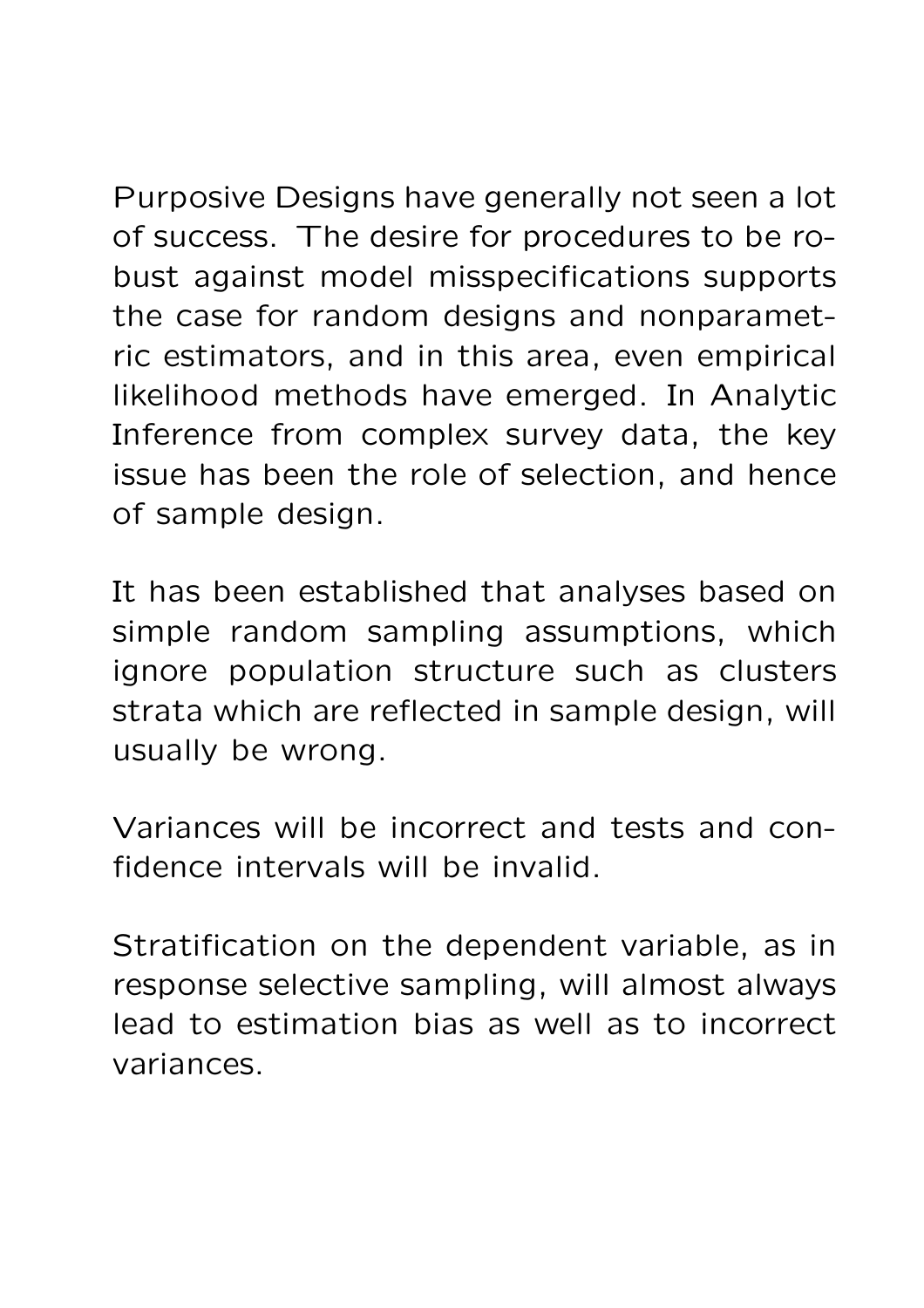Purposive Designs have generally not seen a lot of success. The desire for procedures to be robust against model misspecifications supports the case for random designs and nonparametric estimators, and in this area, even empirical likelihood methods have emerged. In Analytic Inference from complex survey data, the key issue has been the role of selection, and hence of sample design.

It has been established that analyses based on simple random sampling assumptions, which ignore population structure such as clusters strata which are reflected in sample design, will usually be wrong.

Variances will be incorrect and tests and confidence intervals will be invalid.

Stratification on the dependent variable, as in response selective sampling, will almost always lead to estimation bias as well as to incorrect variances.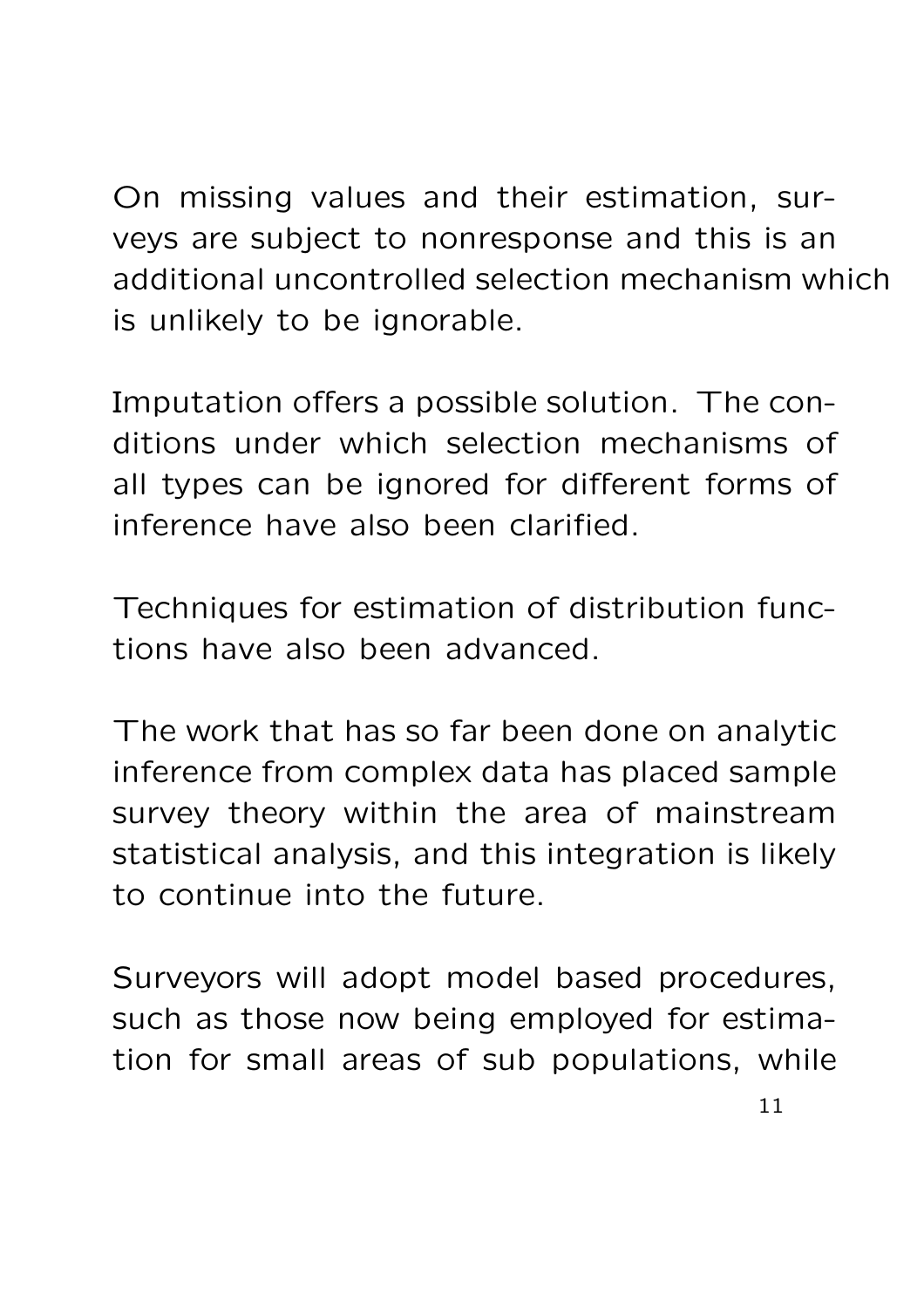On missing values and their estimation, surveys are subject to nonresponse and this is an additional uncontrolled selection mechanism which is unlikely to be ignorable.

Imputation offers a possible solution. The conditions under which selection mechanisms of all types can be ignored for different forms of inference have also been clarified.

Techniques for estimation of distribution functions have also been advanced.

The work that has so far been done on analytic inference from complex data has placed sample survey theory within the area of mainstream statistical analysis, and this integration is likely to continue into the future.

Surveyors will adopt model based procedures, such as those now being employed for estimation for small areas of sub populations, while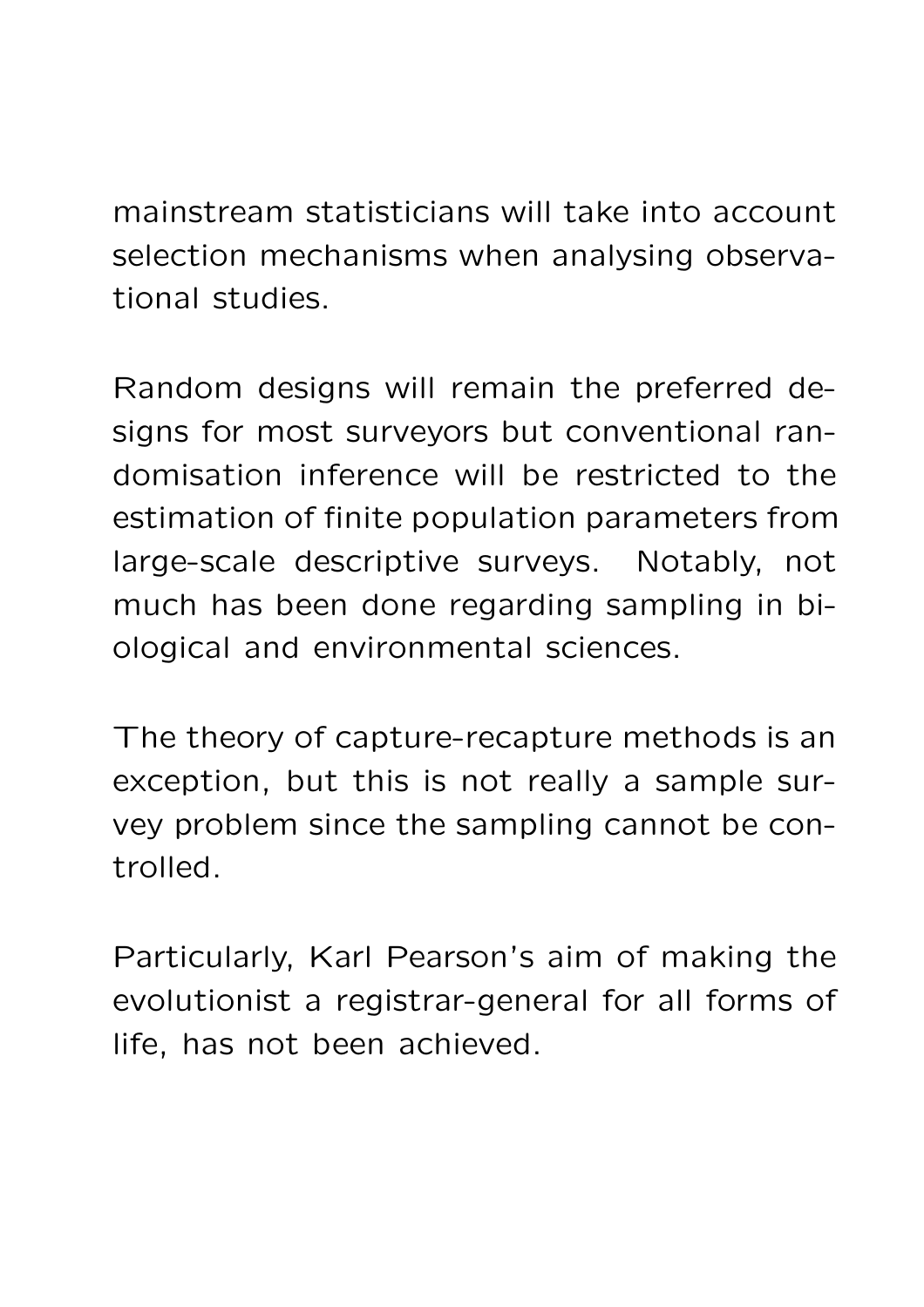mainstream statisticians will take into account selection mechanisms when analysing observational studies.

Random designs will remain the preferred designs for most surveyors but conventional randomisation inference will be restricted to the estimation of finite population parameters from large-scale descriptive surveys. Notably, not much has been done regarding sampling in biological and environmental sciences.

The theory of capture-recapture methods is an exception, but this is not really a sample survey problem since the sampling cannot be controlled.

Particularly, Karl Pearson's aim of making the evolutionist a registrar-general for all forms of life, has not been achieved.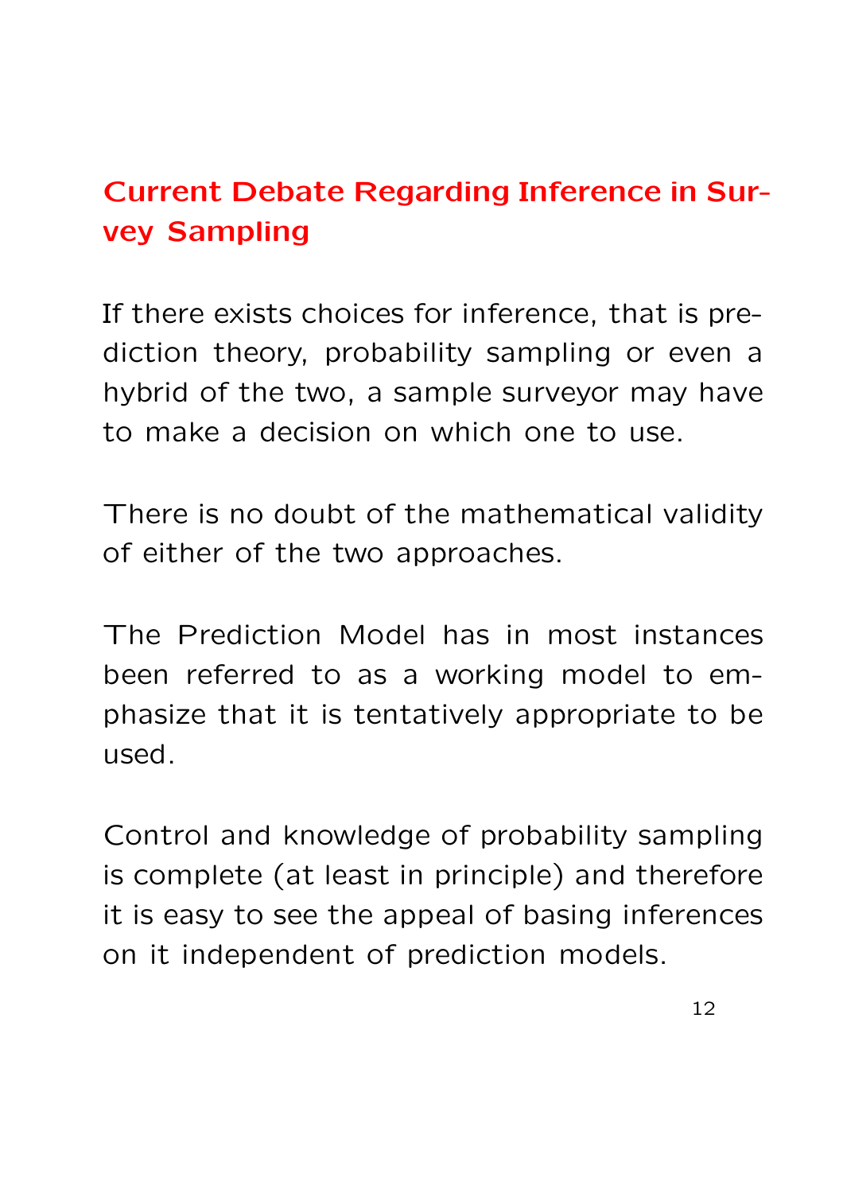## Current Debate Regarding Inference in Survey Sampling

If there exists choices for inference, that is prediction theory, probability sampling or even a hybrid of the two, a sample surveyor may have to make a decision on which one to use.

There is no doubt of the mathematical validity of either of the two approaches.

The Prediction Model has in most instances been referred to as a working model to emphasize that it is tentatively appropriate to be used.

Control and knowledge of probability sampling is complete (at least in principle) and therefore it is easy to see the appeal of basing inferences on it independent of prediction models.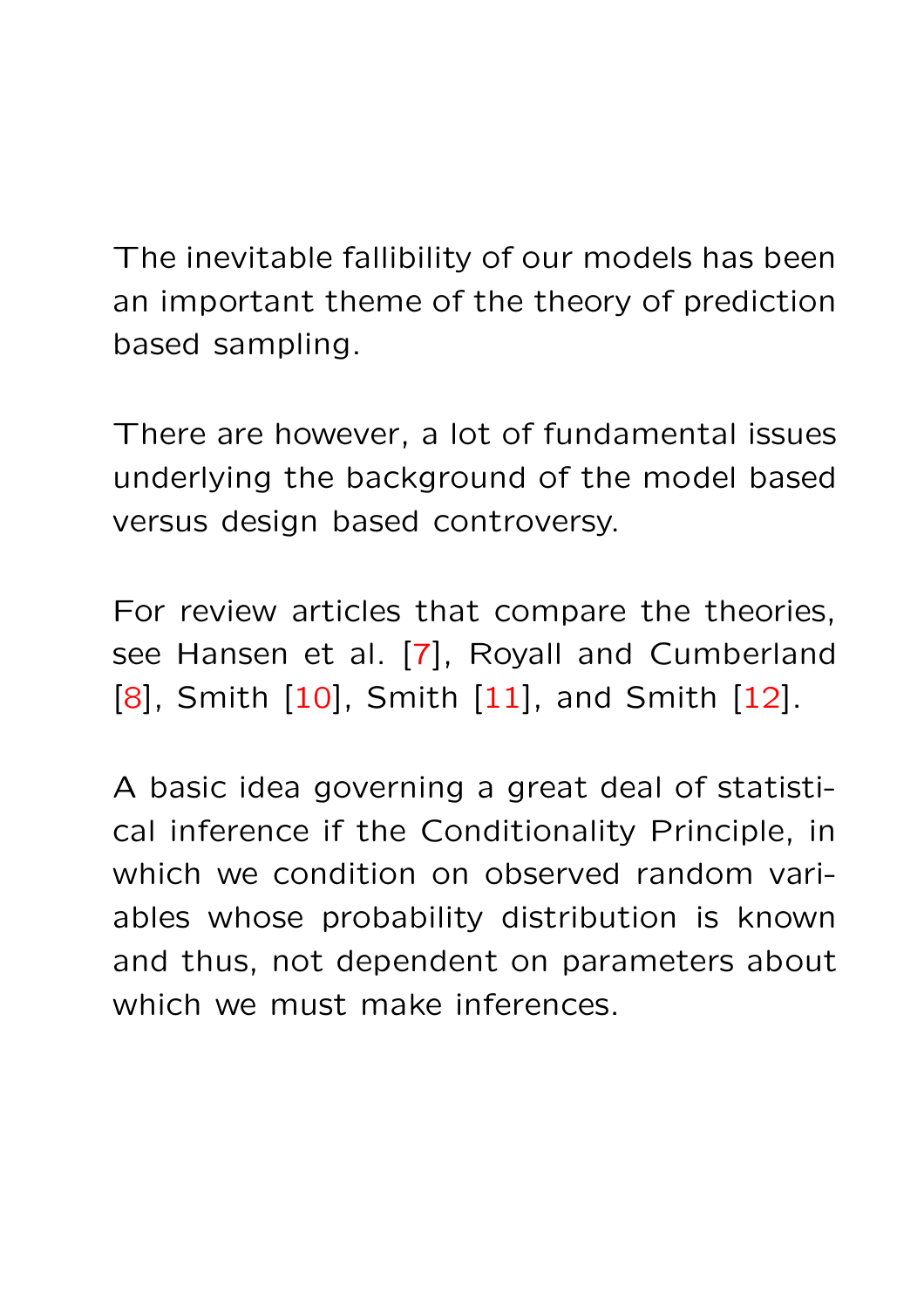The inevitable fallibility of our models has been an important theme of the theory of prediction based sampling.

There are however, a lot of fundamental issues underlying the background of the model based versus design based controversy.

For review articles that compare the theories, see Hansen et al. [7], Royall and Cumberland [8], Smith [10], Smith [11], and Smith [12].

A basic idea governing a great deal of statistical inference if the Conditionality Principle, in which we condition on observed random variables whose probability distribution is known and thus, not dependent on parameters about which we must make inferences.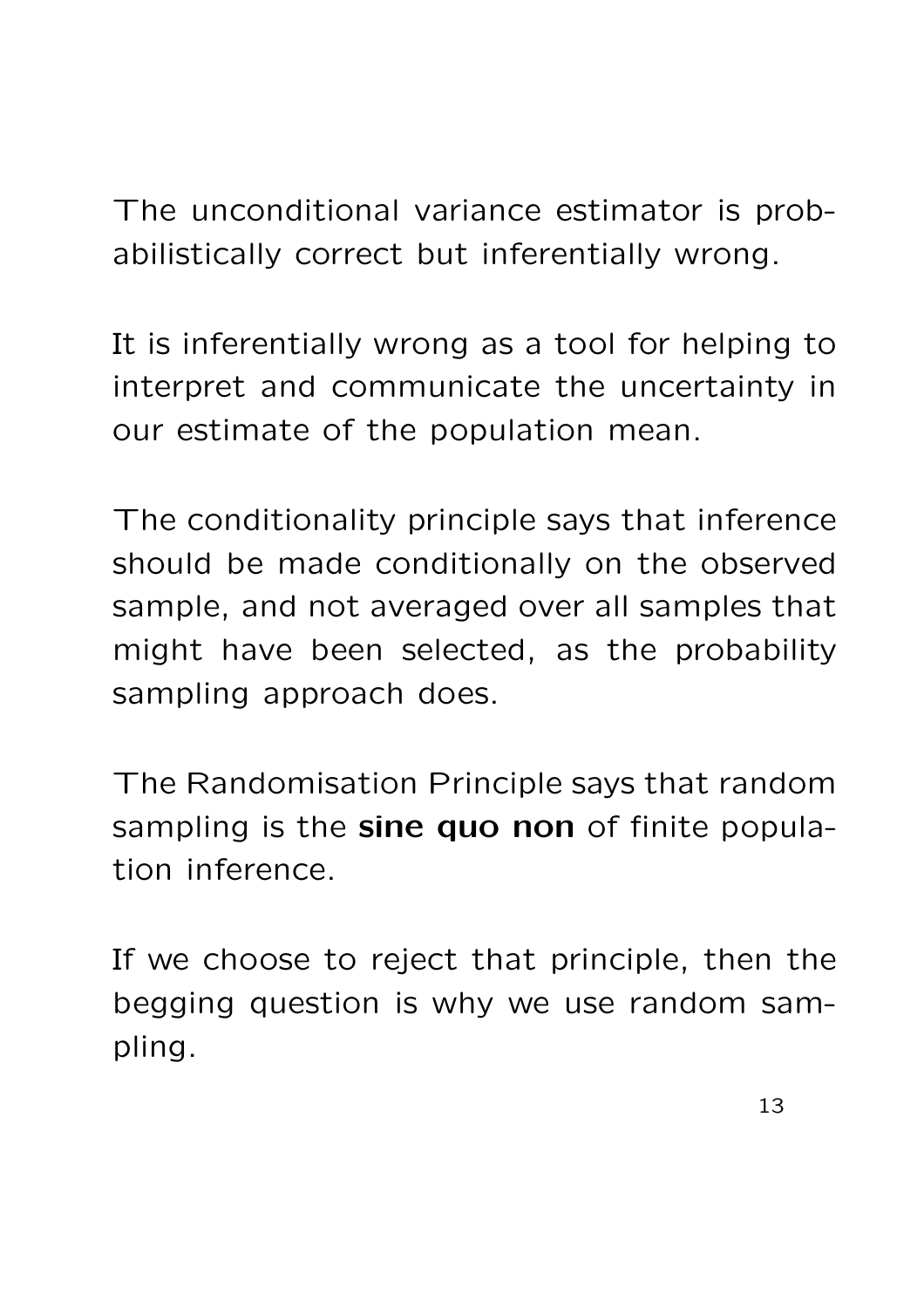The unconditional variance estimator is probabilistically correct but inferentially wrong.

It is inferentially wrong as a tool for helping to interpret and communicate the uncertainty in our estimate of the population mean.

The conditionality principle says that inference should be made conditionally on the observed sample, and not averaged over all samples that might have been selected, as the probability sampling approach does.

The Randomisation Principle says that random sampling is the **sine quo non** of finite population inference.

If we choose to reject that principle, then the begging question is why we use random sampling.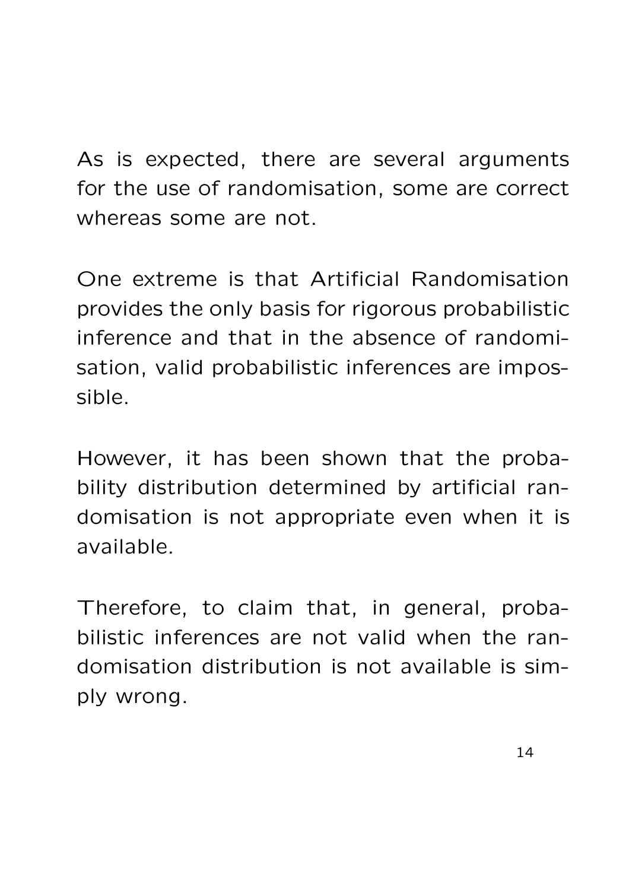As is expected, there are several arguments for the use of randomisation, some are correct whereas some are not.

One extreme is that Artificial Randomisation provides the only basis for rigorous probabilistic inference and that in the absence of randomisation, valid probabilistic inferences are impossible.

However, it has been shown that the probability distribution determined by artificial randomisation is not appropriate even when it is available.

Therefore, to claim that, in general, probabilistic inferences are not valid when the randomisation distribution is not available is simply wrong.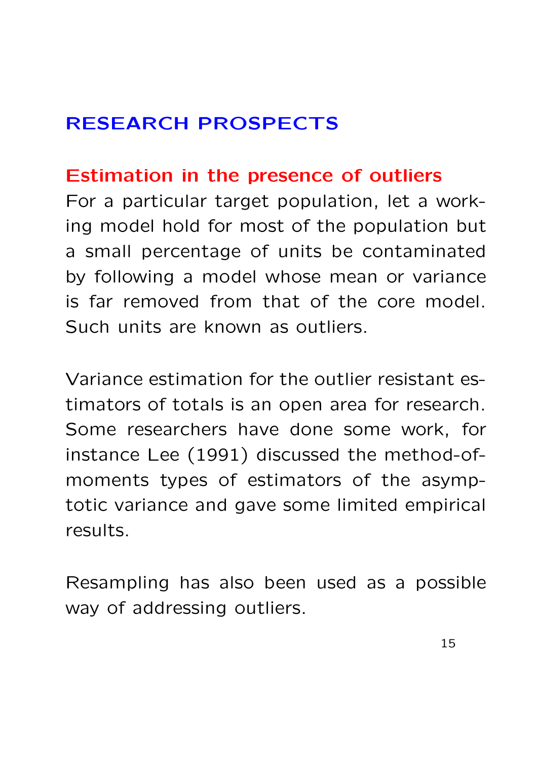## RESEARCH PROSPECTS

### Estimation in the presence of outliers

For a particular target population, let a working model hold for most of the population but a small percentage of units be contaminated by following a model whose mean or variance is far removed from that of the core model. Such units are known as outliers.

Variance estimation for the outlier resistant estimators of totals is an open area for research. Some researchers have done some work, for instance Lee (1991) discussed the method-of-moments types of estimators of the asymptotic variance and gave some limited empirical results.

Resampling has also been used as a possible way of addressing outliers.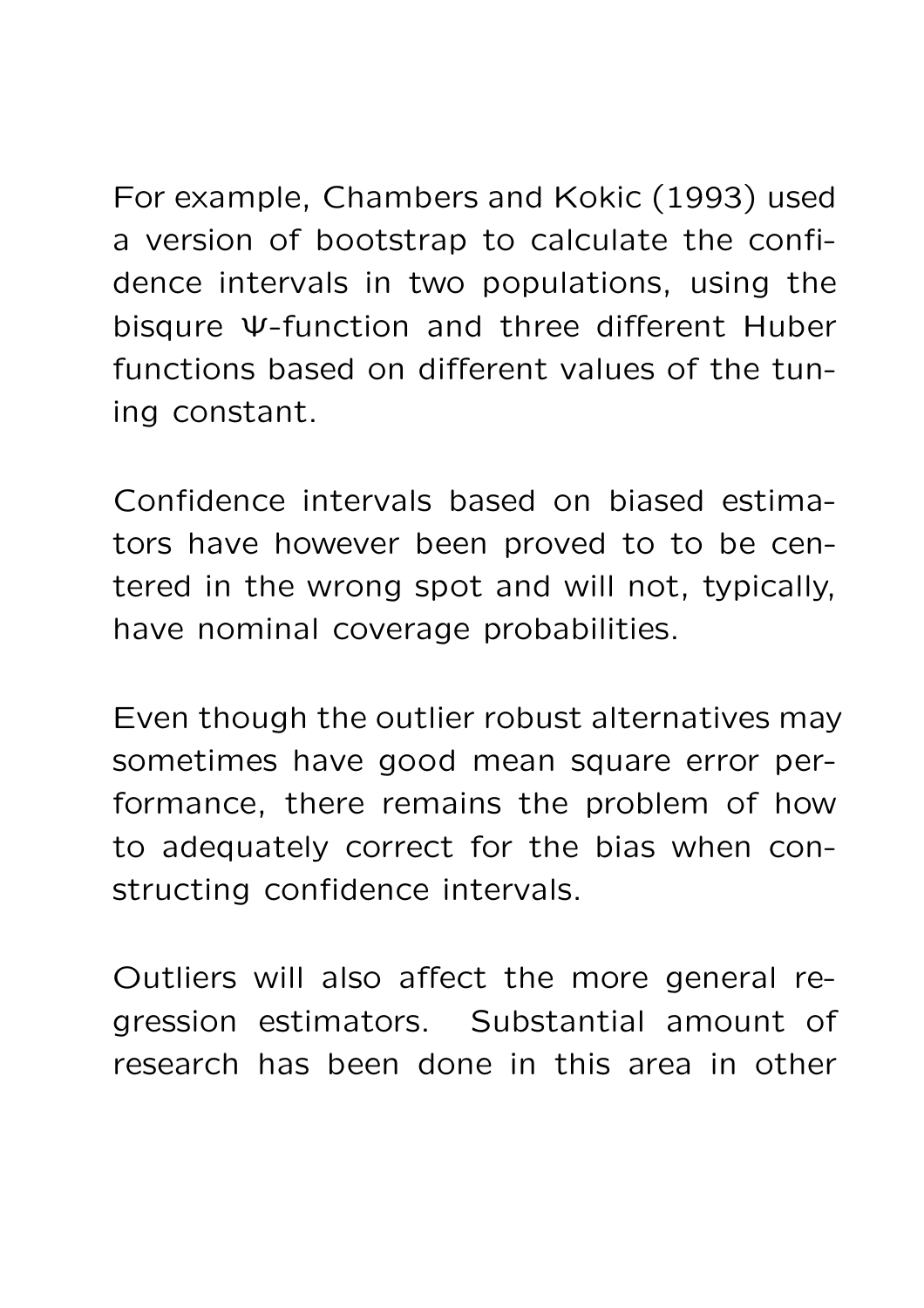For example, Chambers and Kokic (1993) used a version of bootstrap to calculate the confidence intervals in two populations, using the bisqure $\Psi$-function and three different Huber functions based on different values of the tuning constant.

Confidence intervals based on biased estimators have however been proved to to be centered in the wrong spot and will not, typically, have nominal coverage probabilities.

Even though the outlier robust alternatives may sometimes have good mean square error performance, there remains the problem of how to adequately correct for the bias when constructing confidence intervals.

Outliers will also affect the more general regression estimators. Substantial amount of research has been done in this area in other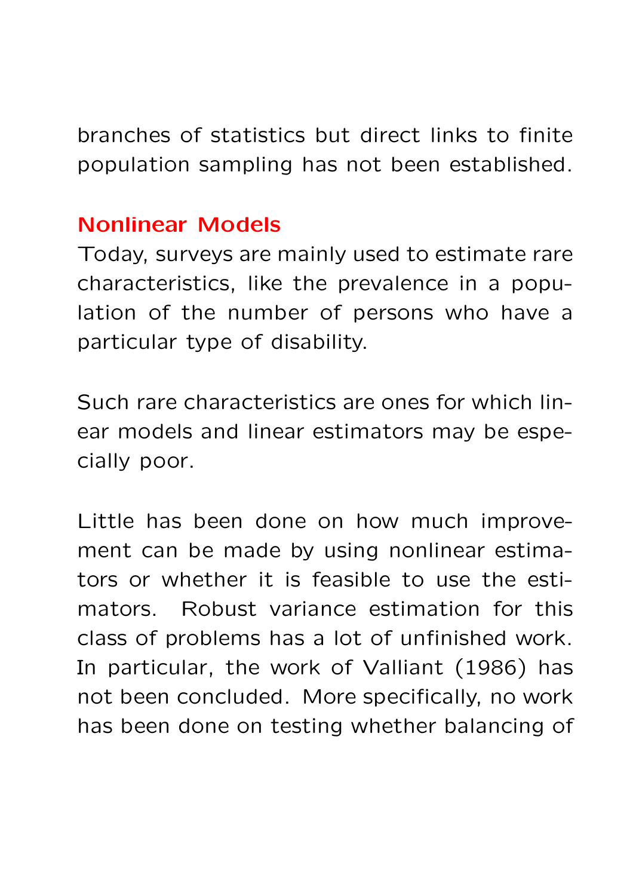branches of statistics but direct links to finite population sampling has not been established.

## Nonlinear Models

Today, surveys are mainly used to estimate rare characteristics, like the prevalence in a population of the number of persons who have a particular type of disability.

Such rare characteristics are ones for which linear models and linear estimators may be especially poor.

Little has been done on how much improvement can be made by using nonlinear estimators or whether it is feasible to use the estimators. Robust variance estimation for this class of problems has a lot of unfinished work. In particular, the work of Valliant (1986) has not been concluded. More specifically, no work has been done on testing whether balancing of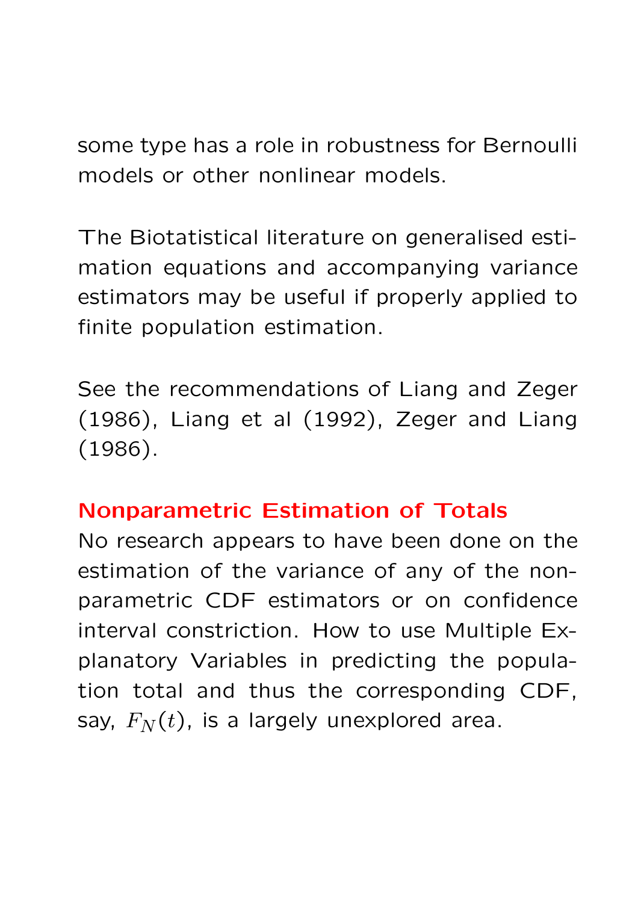some type has a role in robustness for Bernoulli models or other nonlinear models.

The Biotatistical literature on generalised estimation equations and accompanying variance estimators may be useful if properly applied to finite population estimation.

See the recommendations of Liang and Zeger (1986), Liang et al (1992), Zeger and Liang (1986).

## Nonparametric Estimation of Totals

No research appears to have been done on the estimation of the variance of any of the nonparametric CDF estimators or on confidence interval constriction. How to use Multiple Explanatory Variables in predicting the population total and thus the corresponding CDF, say, $F_N(t)$, is a largely unexplored area.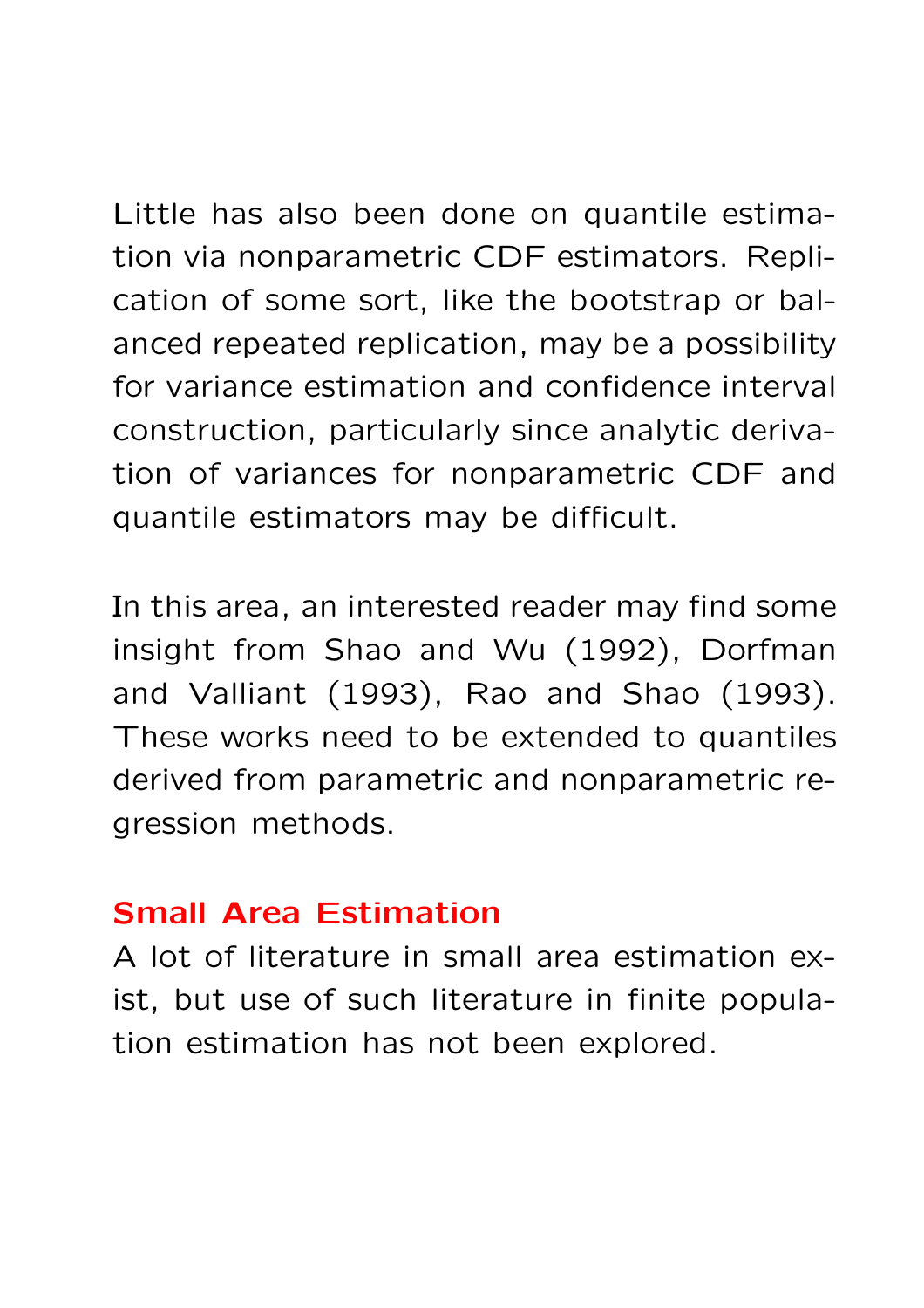Little has also been done on quantile estimation via nonparametric CDF estimators. Replication of some sort, like the bootstrap or balanced repeated replication, may be a possibility for variance estimation and confidence interval construction, particularly since analytic derivation of variances for nonparametric CDF and quantile estimators may be difficult.

In this area, an interested reader may find some insight from Shao and Wu (1992), Dorfman and Valliant (1993), Rao and Shao (1993). These works need to be extended to quantiles derived from parametric and nonparametric regression methods.

### Small Area Estimation

A lot of literature in small area estimation exist, but use of such literature in finite population estimation has not been explored.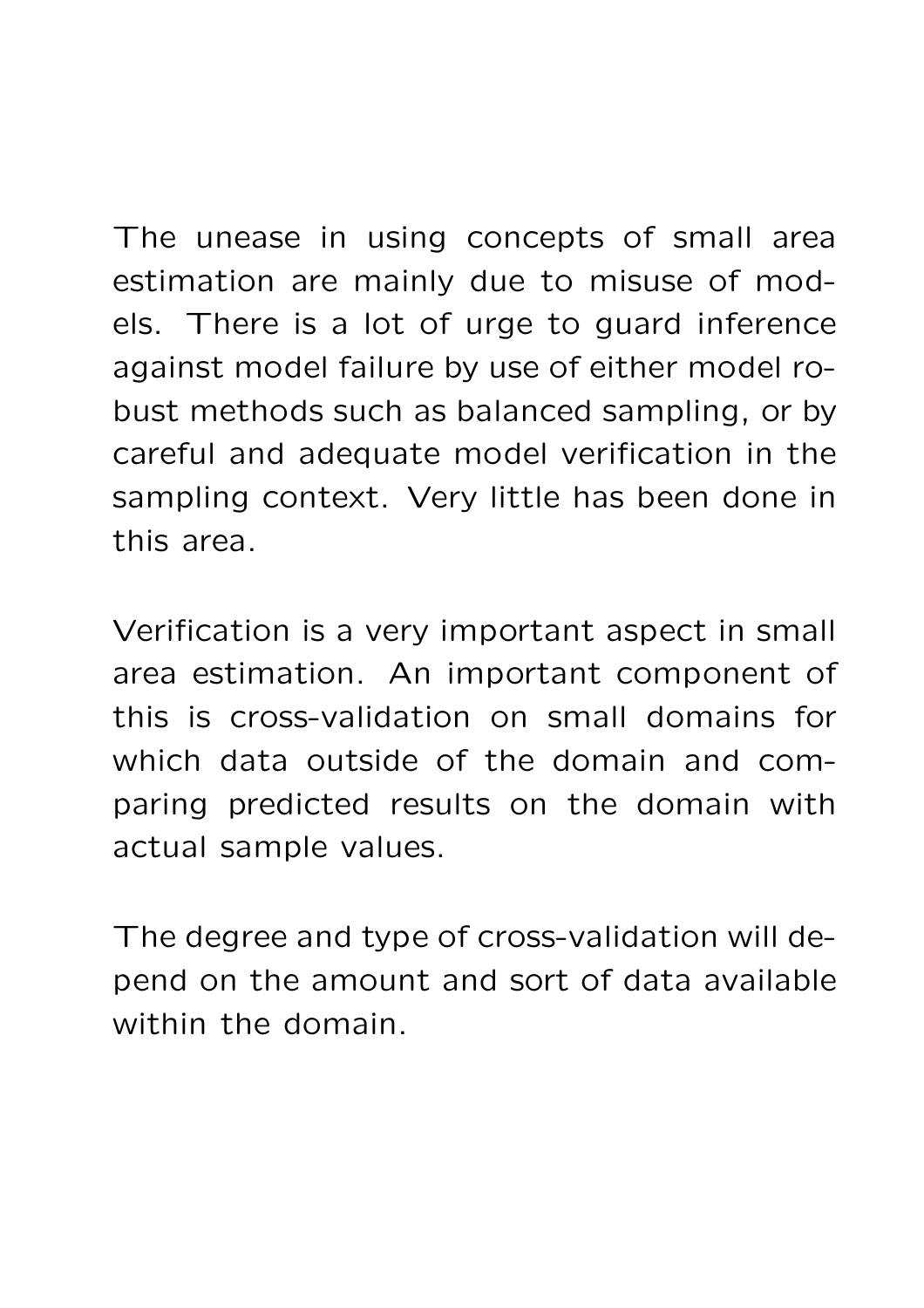The unease in using concepts of small area estimation are mainly due to misuse of models. There is a lot of urge to guard inference against model failure by use of either model robust methods such as balanced sampling, or by careful and adequate model verification in the sampling context. Very little has been done in this area.

Verification is a very important aspect in small area estimation. An important component of this is cross-validation on small domains for which data outside of the domain and comparing predicted results on the domain with actual sample values.

The degree and type of cross-validation will depend on the amount and sort of data available within the domain.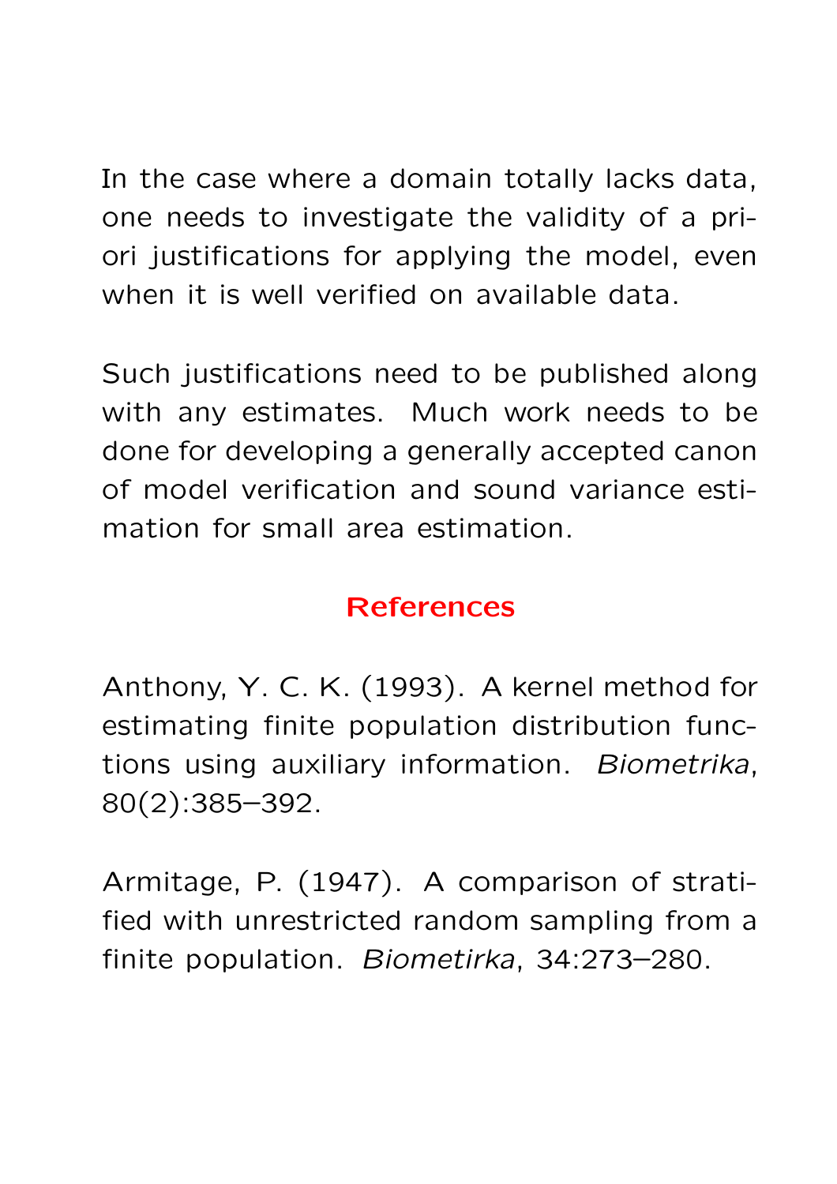In the case where a domain totally lacks data, one needs to investigate the validity of a priori justifications for applying the model, even when it is well verified on available data.

Such justifications need to be published along with any estimates. Much work needs to be done for developing a generally accepted canon of model verification and sound variance estimation for small area estimation.

## References

Anthony, Y. C. K. (1993). A kernel method for estimating finite population distribution functions using auxiliary information. *Biometrika*, 80(2):385–392.

Armitage, P. (1947). A comparison of stratified with unrestricted random sampling from a finite population. *Biometirka*, 34:273–280.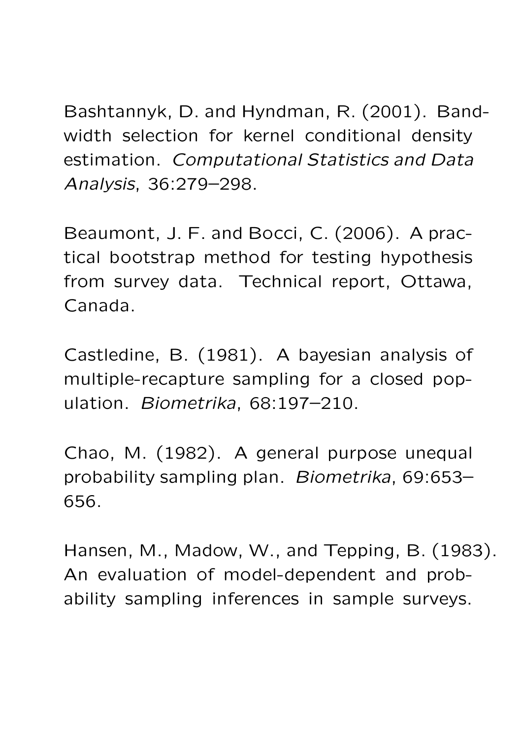Bashtannyk, D. and Hyndman, R. (2001). Bandwidth selection for kernel conditional density estimation. *Computational Statistics and Data Analysis*, 36:279–298.

Beaumont, J. F. and Bocci, C. (2006). A practical bootstrap method for testing hypothesis from survey data. Technical report, Ottawa, Canada.

Castledine, B. (1981). A bayesian analysis of multiple-recapture sampling for a closed population. *Biometrika*, 68:197–210.

Chao, M. (1982). A general purpose unequal probability sampling plan. *Biometrika*, 69:653–656.

Hansen, M., Madow, W., and Tepping, B. (1983). An evaluation of model-dependent and probability sampling inferences in sample surveys.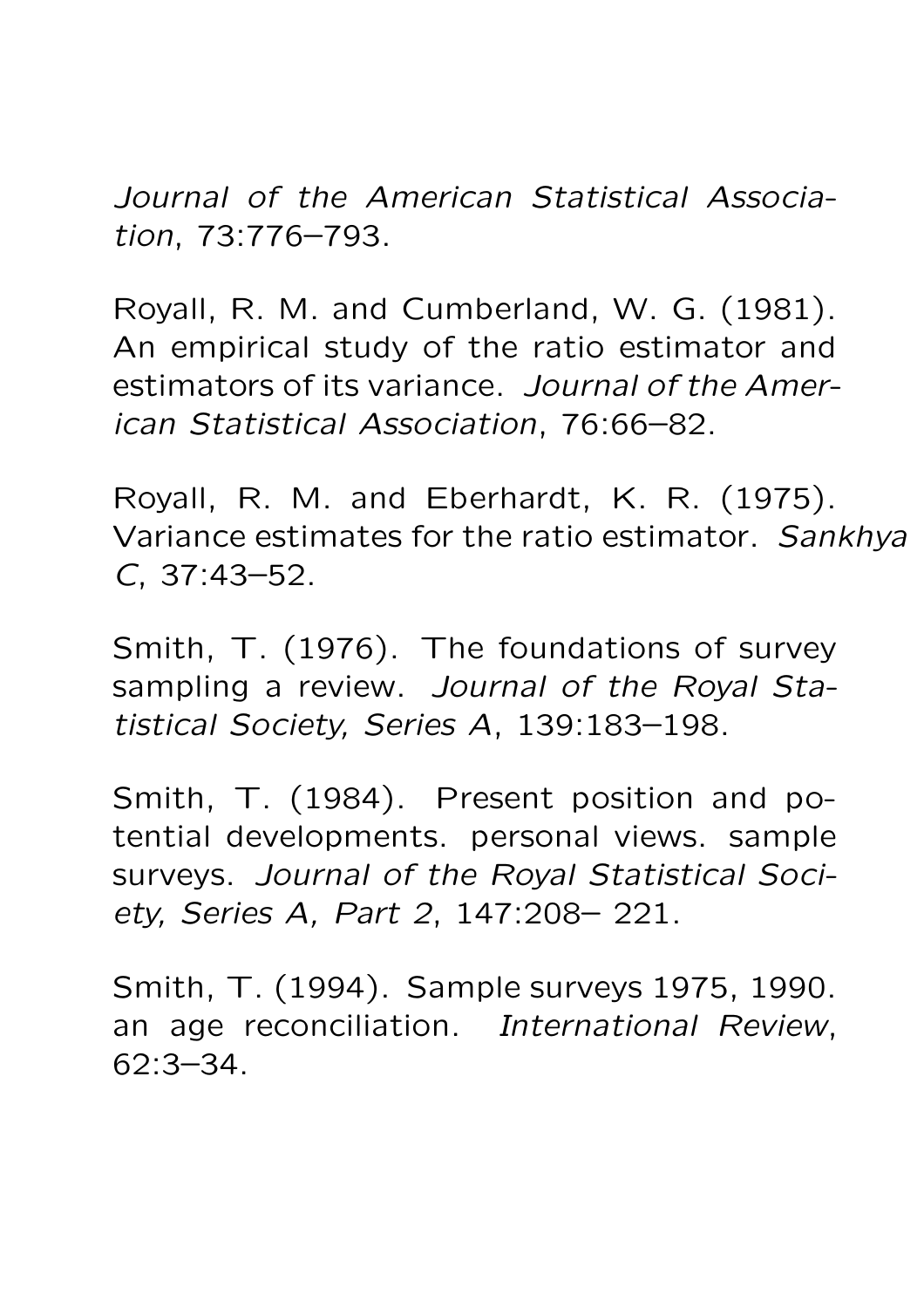*Journal of the American Statistical Association*, 73:776–793.

Royall, R. M. and Cumberland, W. G. (1981). An empirical study of the ratio estimator and estimators of its variance. *Journal of the American Statistical Association*, 76:66–82.

Royall, R. M. and Eberhardt, K. R. (1975). Variance estimates for the ratio estimator. *Sankhya C*, 37:43–52.

Smith, T. (1976). The foundations of survey sampling a review. *Journal of the Royal Statistical Society, Series A*, 139:183–198.

Smith, T. (1984). Present position and potential developments. personal views. sample surveys. *Journal of the Royal Statistical Society, Series A, Part 2*, 147:208– 221.

Smith, T. (1994). Sample surveys 1975, 1990. an age reconciliation. *International Review*, 62:3–34.